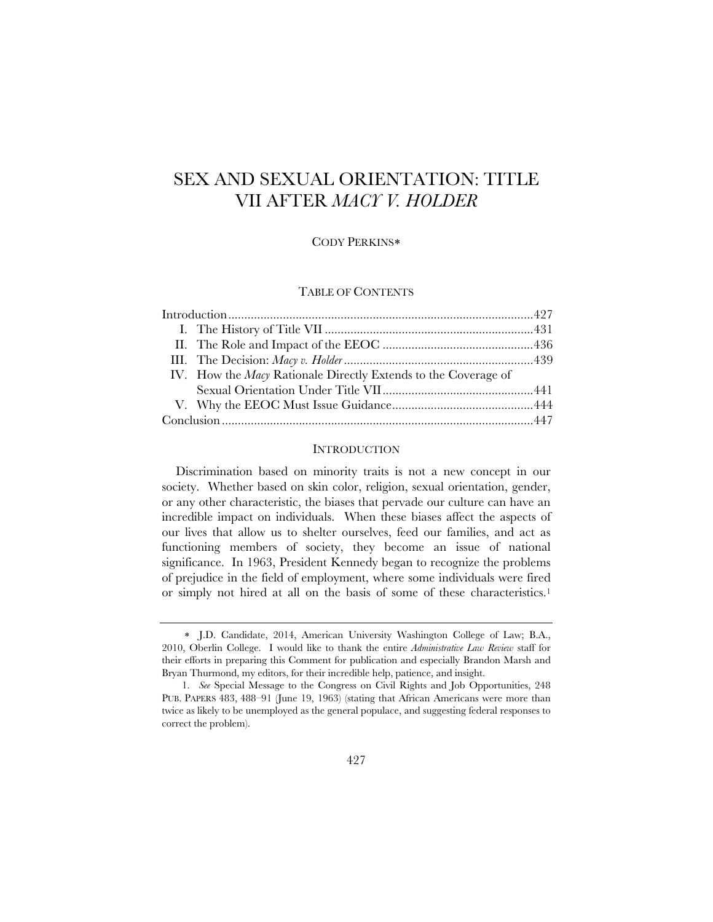# SEX AND SEXUAL ORIENTATION: TITLE VII AFTER *MACY V. HOLDER*

CODY PERKINS*

## TABLE OF CONTENTS

Introduction ....................................................................................... 427
I. The History of Title VII ................................................................. 431
II. The Role and Impact of the EEOC ............................................... 436
III. The Decision: *Macy v. Holder* .................................................... 439
IV. How the *Macy* Rationale Directly Extends to the Coverage of Sexual Orientation Under Title VII ............................................... 441
V. Why the EEOC Must Issue Guidance ............................................ 444
Conclusion ........................................................................................ 447

## INTRODUCTION

Discrimination based on minority traits is not a new concept in our society. Whether based on skin color, religion, sexual orientation, gender, or any other characteristic, the biases that pervade our culture can have an incredible impact on individuals. When these biases affect the aspects of our lives that allow us to shelter ourselves, feed our families, and act as functioning members of society, they become an issue of national significance. In 1963, President Kennedy began to recognize the problems of prejudice in the field of employment, where some individuals were fired or simply not hired at all on the basis of some of these characteristics.[1]

---

* J.D. Candidate, 2014, American University Washington College of Law; B.A., 2010, Oberlin College. I would like to thank the entire *Administrative Law Review* staff for their efforts in preparing this Comment for publication and especially Brandon Marsh and Bryan Thurmond, my editors, for their incredible help, patience, and insight.

1. *See* Special Message to the Congress on Civil Rights and Job Opportunities, 248 PUB. PAPERS 483, 488–91 (June 19, 1963) (stating that African Americans were more than twice as likely to be unemployed as the general populace, and suggesting federal responses to correct the problem).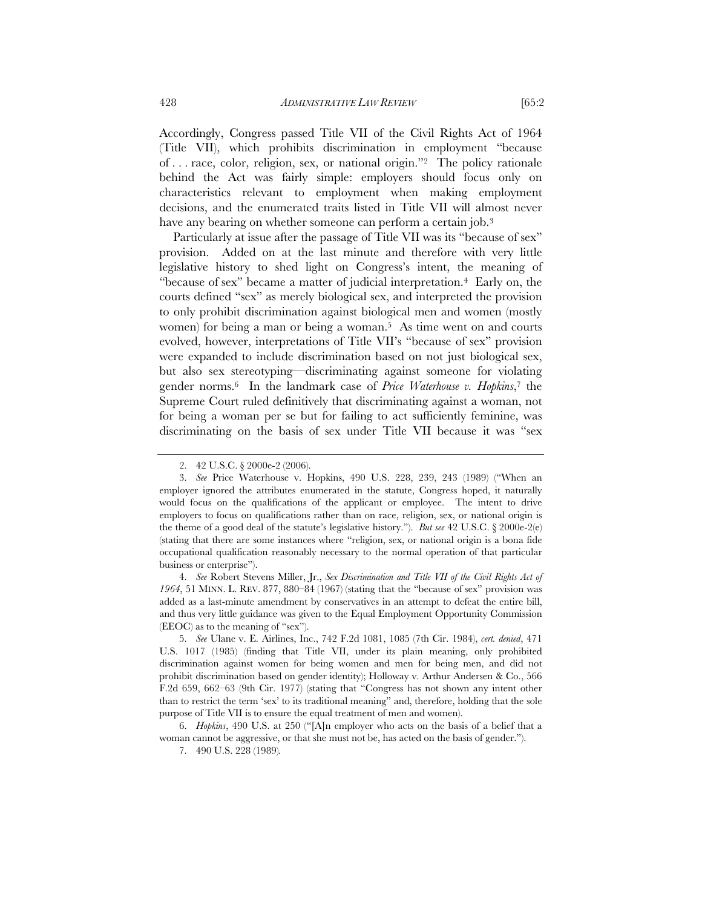Accordingly, Congress passed Title VII of the Civil Rights Act of 1964 (Title VII), which prohibits discrimination in employment "because of . . . race, color, religion, sex, or national origin."[2] The policy rationale behind the Act was fairly simple: employers should focus only on characteristics relevant to employment when making employment decisions, and the enumerated traits listed in Title VII will almost never have any bearing on whether someone can perform a certain job.[3]

Particularly at issue after the passage of Title VII was its "because of sex" provision. Added on at the last minute and therefore with very little legislative history to shed light on Congress's intent, the meaning of "because of sex" became a matter of judicial interpretation.[4] Early on, the courts defined "sex" as merely biological sex, and interpreted the provision to only prohibit discrimination against biological men and women (mostly women) for being a man or being a woman.[5] As time went on and courts evolved, however, interpretations of Title VII's "because of sex" provision were expanded to include discrimination based on not just biological sex, but also sex stereotyping—discriminating against someone for violating gender norms.[6] In the landmark case of *Price Waterhouse v. Hopkins*,[7] the Supreme Court ruled definitively that discriminating against a woman, not for being a woman per se but for failing to act sufficiently feminine, was discriminating on the basis of sex under Title VII because it was "sex

---

2. 42 U.S.C. § 2000e-2 (2006).

3. *See* Price Waterhouse v. Hopkins, 490 U.S. 228, 239, 243 (1989) ("When an employer ignored the attributes enumerated in the statute, Congress hoped, it naturally would focus on the qualifications of the applicant or employee. The intent to drive employers to focus on qualifications rather than on race, religion, sex, or national origin is the theme of a good deal of the statute's legislative history."). *But see* 42 U.S.C. § 2000e-2(e) (stating that there are some instances where "religion, sex, or national origin is a bona fide occupational qualification reasonably necessary to the normal operation of that particular business or enterprise").

4. *See* Robert Stevens Miller, Jr., *Sex Discrimination and Title VII of the Civil Rights Act of 1964*, 51 MINN. L. REV. 877, 880–84 (1967) (stating that the "because of sex" provision was added as a last-minute amendment by conservatives in an attempt to defeat the entire bill, and thus very little guidance was given to the Equal Employment Opportunity Commission (EEOC) as to the meaning of "sex").

5. *See* Ulane v. E. Airlines, Inc., 742 F.2d 1081, 1085 (7th Cir. 1984), *cert. denied*, 471 U.S. 1017 (1985) (finding that Title VII, under its plain meaning, only prohibited discrimination against women for being women and men for being men, and did not prohibit discrimination based on gender identity); Holloway v. Arthur Andersen & Co., 566 F.2d 659, 662–63 (9th Cir. 1977) (stating that "Congress has not shown any intent other than to restrict the term 'sex' to its traditional meaning" and, therefore, holding that the sole purpose of Title VII is to ensure the equal treatment of men and women).

6. *Hopkins*, 490 U.S. at 250 ("[A]n employer who acts on the basis of a belief that a woman cannot be aggressive, or that she must not be, has acted on the basis of gender.").

7. 490 U.S. 228 (1989).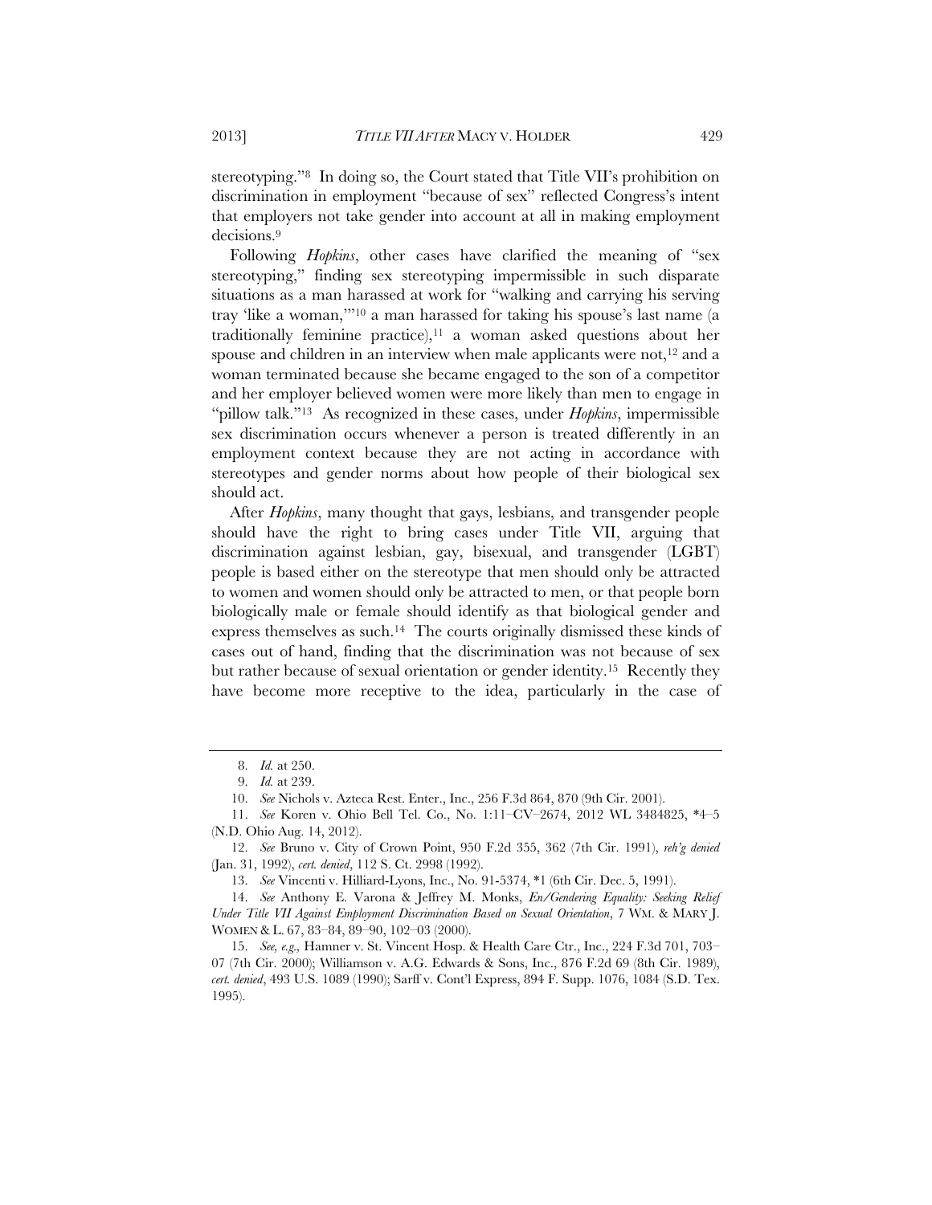stereotyping."[8] In doing so, the Court stated that Title VII's prohibition on discrimination in employment "because of sex" reflected Congress's intent that employers not take gender into account at all in making employment decisions.[9]

Following *Hopkins*, other cases have clarified the meaning of "sex stereotyping," finding sex stereotyping impermissible in such disparate situations as a man harassed at work for "walking and carrying his serving tray 'like a woman,'"[10] a man harassed for taking his spouse's last name (a traditionally feminine practice),[11] a woman asked questions about her spouse and children in an interview when male applicants were not,[12] and a woman terminated because she became engaged to the son of a competitor and her employer believed women were more likely than men to engage in "pillow talk."[13] As recognized in these cases, under *Hopkins*, impermissible sex discrimination occurs whenever a person is treated differently in an employment context because they are not acting in accordance with stereotypes and gender norms about how people of their biological sex should act.

After *Hopkins*, many thought that gays, lesbians, and transgender people should have the right to bring cases under Title VII, arguing that discrimination against lesbian, gay, bisexual, and transgender (LGBT) people is based either on the stereotype that men should only be attracted to women and women should only be attracted to men, or that people born biologically male or female should identify as that biological gender and express themselves as such.[14] The courts originally dismissed these kinds of cases out of hand, finding that the discrimination was not because of sex but rather because of sexual orientation or gender identity.[15] Recently they have become more receptive to the idea, particularly in the case of

---

8. *Id.* at 250.

9. *Id.* at 239.

10. *See* Nichols v. Azteca Rest. Enter., Inc., 256 F.3d 864, 870 (9th Cir. 2001).

11. *See* Koren v. Ohio Bell Tel. Co., No. 1:11–CV–2674, 2012 WL 3484825, *4–5 (N.D. Ohio Aug. 14, 2012).

12. *See* Bruno v. City of Crown Point, 950 F.2d 355, 362 (7th Cir. 1991), *reh'g denied* (Jan. 31, 1992), *cert. denied*, 112 S. Ct. 2998 (1992).

13. *See* Vincenti v. Hilliard-Lyons, Inc., No. 91-5374, *1 (6th Cir. Dec. 5, 1991).

14. *See* Anthony E. Varona & Jeffrey M. Monks, *En/Gendering Equality: Seeking Relief Under Title VII Against Employment Discrimination Based on Sexual Orientation*, 7 WM. & MARY J. WOMEN & L. 67, 83–84, 89–90, 102–03 (2000).

15. *See, e.g.*, Hamner v. St. Vincent Hosp. & Health Care Ctr., Inc., 224 F.3d 701, 703–07 (7th Cir. 2000); Williamson v. A.G. Edwards & Sons, Inc., 876 F.2d 69 (8th Cir. 1989), *cert. denied*, 493 U.S. 1089 (1990); Sarff v. Cont'l Express, 894 F. Supp. 1076, 1084 (S.D. Tex. 1995).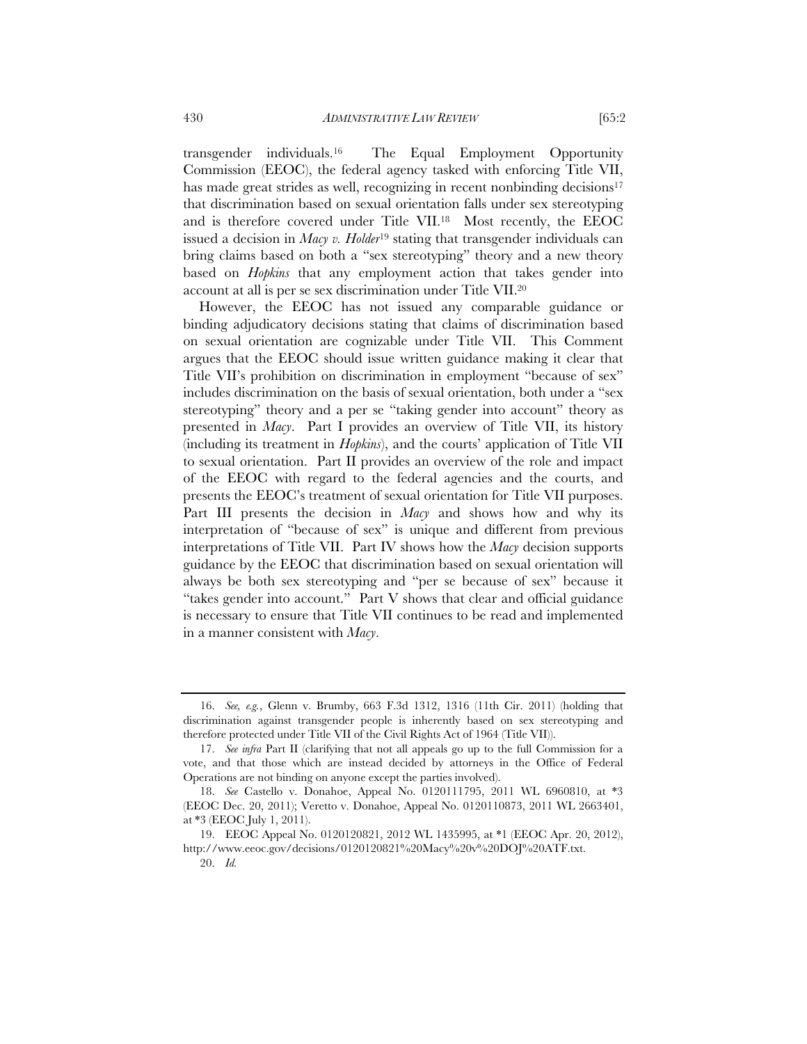transgender individuals.[16] The Equal Employment Opportunity Commission (EEOC), the federal agency tasked with enforcing Title VII, has made great strides as well, recognizing in recent nonbinding decisions[17] that discrimination based on sexual orientation falls under sex stereotyping and is therefore covered under Title VII.[18] Most recently, the EEOC issued a decision in *Macy v. Holder*[19] stating that transgender individuals can bring claims based on both a "sex stereotyping" theory and a new theory based on *Hopkins* that any employment action that takes gender into account at all is per se sex discrimination under Title VII.[20]

However, the EEOC has not issued any comparable guidance or binding adjudicatory decisions stating that claims of discrimination based on sexual orientation are cognizable under Title VII. This Comment argues that the EEOC should issue written guidance making it clear that Title VII's prohibition on discrimination in employment "because of sex" includes discrimination on the basis of sexual orientation, both under a "sex stereotyping" theory and a per se "taking gender into account" theory as presented in *Macy*. Part I provides an overview of Title VII, its history (including its treatment in *Hopkins*), and the courts' application of Title VII to sexual orientation. Part II provides an overview of the role and impact of the EEOC with regard to the federal agencies and the courts, and presents the EEOC's treatment of sexual orientation for Title VII purposes. Part III presents the decision in *Macy* and shows how and why its interpretation of "because of sex" is unique and different from previous interpretations of Title VII. Part IV shows how the *Macy* decision supports guidance by the EEOC that discrimination based on sexual orientation will always be both sex stereotyping and "per se because of sex" because it "takes gender into account." Part V shows that clear and official guidance is necessary to ensure that Title VII continues to be read and implemented in a manner consistent with *Macy*.

---

16. *See, e.g.*, Glenn v. Brumby, 663 F.3d 1312, 1316 (11th Cir. 2011) (holding that discrimination against transgender people is inherently based on sex stereotyping and therefore protected under Title VII of the Civil Rights Act of 1964 (Title VII)).

17. *See infra* Part II (clarifying that not all appeals go up to the full Commission for a vote, and that those which are instead decided by attorneys in the Office of Federal Operations are not binding on anyone except the parties involved).

18. *See* Castello v. Donahoe, Appeal No. 0120111795, 2011 WL 6960810, at *3 (EEOC Dec. 20, 2011); Veretto v. Donahoe, Appeal No. 0120110873, 2011 WL 2663401, at *3 (EEOC July 1, 2011).

19. EEOC Appeal No. 0120120821, 2012 WL 1435995, at *1 (EEOC Apr. 20, 2012), http://www.eeoc.gov/decisions/0120120821%20Macy%20v%20DOJ%20ATF.txt.

20. *Id.*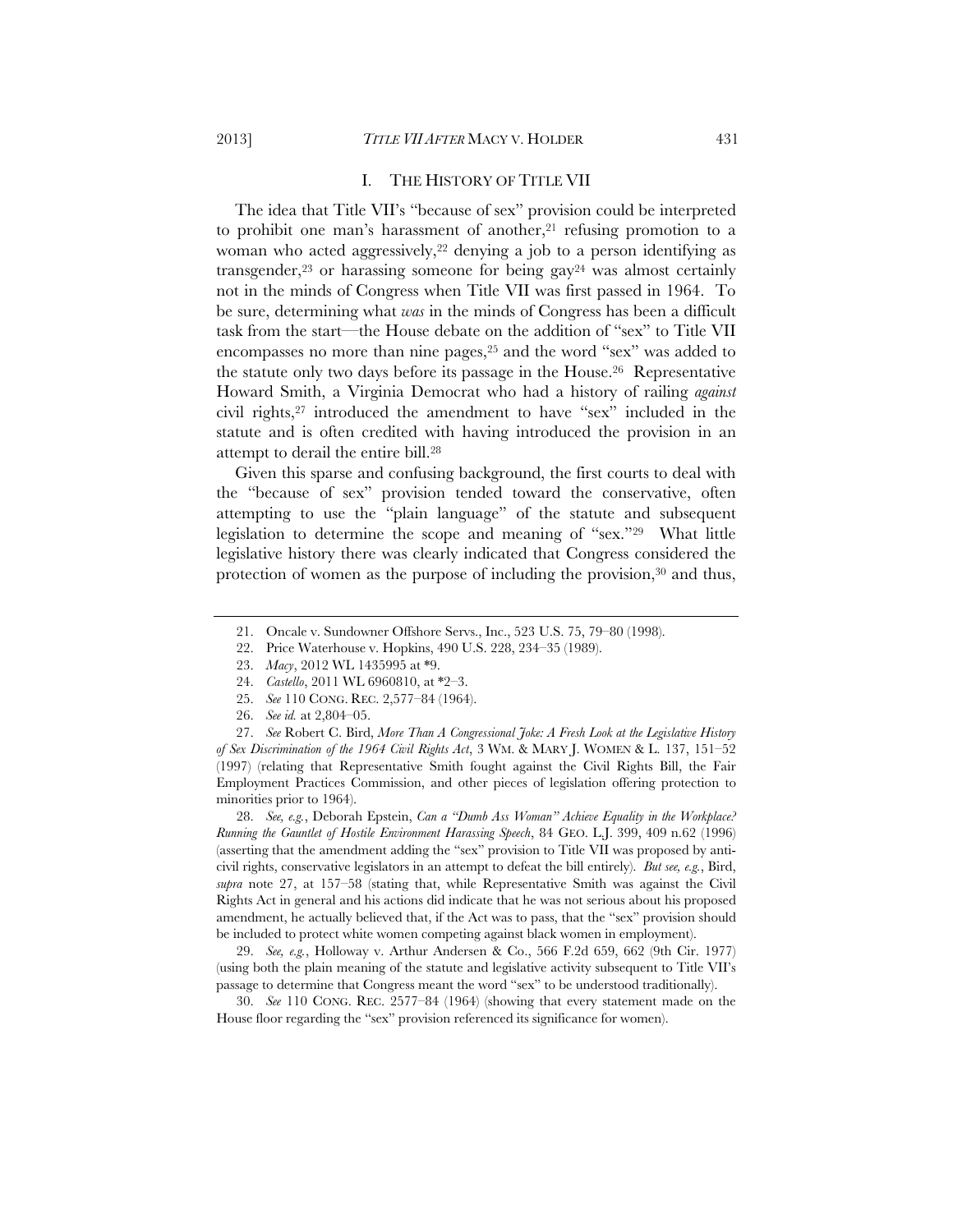## I. THE HISTORY OF TITLE VII

The idea that Title VII's "because of sex" provision could be interpreted to prohibit one man's harassment of another,[21] refusing promotion to a woman who acted aggressively,[22] denying a job to a person identifying as transgender,[23] or harassing someone for being gay[24] was almost certainly not in the minds of Congress when Title VII was first passed in 1964. To be sure, determining what *was* in the minds of Congress has been a difficult task from the start—the House debate on the addition of "sex" to Title VII encompasses no more than nine pages,[25] and the word "sex" was added to the statute only two days before its passage in the House.[26] Representative Howard Smith, a Virginia Democrat who had a history of railing *against* civil rights,[27] introduced the amendment to have "sex" included in the statute and is often credited with having introduced the provision in an attempt to derail the entire bill.[28]

Given this sparse and confusing background, the first courts to deal with the "because of sex" provision tended toward the conservative, often attempting to use the "plain language" of the statute and subsequent legislation to determine the scope and meaning of "sex."[29] What little legislative history there was clearly indicated that Congress considered the protection of women as the purpose of including the provision,[30] and thus,

---

21. Oncale v. Sundowner Offshore Servs., Inc., 523 U.S. 75, 79–80 (1998).

22. Price Waterhouse v. Hopkins, 490 U.S. 228, 234–35 (1989).

23. *Macy*, 2012 WL 1435995 at *9.

24. *Castello*, 2011 WL 6960810, at *2–3.

25. *See* 110 CONG. REC. 2,577–84 (1964).

26. *See id.* at 2,804–05.

27. *See* Robert C. Bird, *More Than A Congressional Joke: A Fresh Look at the Legislative History of Sex Discrimination of the 1964 Civil Rights Act*, 3 WM. & MARY J. WOMEN & L. 137, 151–52 (1997) (relating that Representative Smith fought against the Civil Rights Bill, the Fair Employment Practices Commission, and other pieces of legislation offering protection to minorities prior to 1964).

28. *See, e.g.*, Deborah Epstein, *Can a "Dumb Ass Woman" Achieve Equality in the Workplace? Running the Gauntlet of Hostile Environment Harassing Speech*, 84 GEO. L.J. 399, 409 n.62 (1996) (asserting that the amendment adding the "sex" provision to Title VII was proposed by anti-civil rights, conservative legislators in an attempt to defeat the bill entirely). *But see, e.g.*, Bird, *supra* note 27, at 157–58 (stating that, while Representative Smith was against the Civil Rights Act in general and his actions did indicate that he was not serious about his proposed amendment, he actually believed that, if the Act was to pass, that the "sex" provision should be included to protect white women competing against black women in employment).

29. *See, e.g.*, Holloway v. Arthur Andersen & Co., 566 F.2d 659, 662 (9th Cir. 1977) (using both the plain meaning of the statute and legislative activity subsequent to Title VII's passage to determine that Congress meant the word "sex" to be understood traditionally).

30. *See* 110 CONG. REC. 2577–84 (1964) (showing that every statement made on the House floor regarding the "sex" provision referenced its significance for women).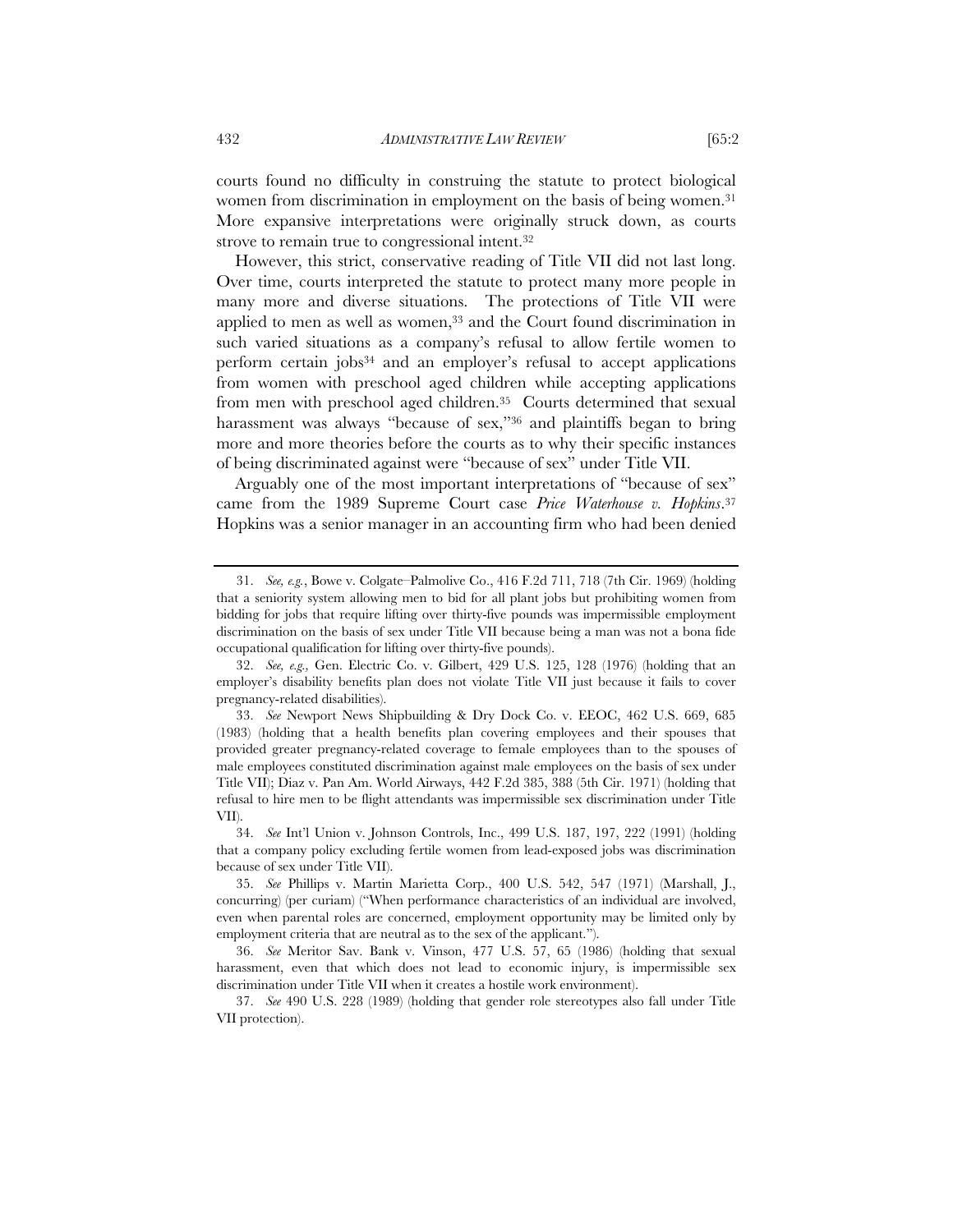courts found no difficulty in construing the statute to protect biological women from discrimination in employment on the basis of being women.[31] More expansive interpretations were originally struck down, as courts strove to remain true to congressional intent.[32]

However, this strict, conservative reading of Title VII did not last long. Over time, courts interpreted the statute to protect many more people in many more and diverse situations. The protections of Title VII were applied to men as well as women,[33] and the Court found discrimination in such varied situations as a company's refusal to allow fertile women to perform certain jobs[34] and an employer's refusal to accept applications from women with preschool aged children while accepting applications from men with preschool aged children.[35] Courts determined that sexual harassment was always "because of sex,"[36] and plaintiffs began to bring more and more theories before the courts as to why their specific instances of being discriminated against were "because of sex" under Title VII.

Arguably one of the most important interpretations of "because of sex" came from the 1989 Supreme Court case *Price Waterhouse v. Hopkins*.[37] Hopkins was a senior manager in an accounting firm who had been denied

---

31. *See, e.g.*, Bowe v. Colgate–Palmolive Co., 416 F.2d 711, 718 (7th Cir. 1969) (holding that a seniority system allowing men to bid for all plant jobs but prohibiting women from bidding for jobs that require lifting over thirty-five pounds was impermissible employment discrimination on the basis of sex under Title VII because being a man was not a bona fide occupational qualification for lifting over thirty-five pounds).

32. *See, e.g.,* Gen. Electric Co. v. Gilbert, 429 U.S. 125, 128 (1976) (holding that an employer's disability benefits plan does not violate Title VII just because it fails to cover pregnancy-related disabilities).

33. *See* Newport News Shipbuilding & Dry Dock Co. v. EEOC, 462 U.S. 669, 685 (1983) (holding that a health benefits plan covering employees and their spouses that provided greater pregnancy-related coverage to female employees than to the spouses of male employees constituted discrimination against male employees on the basis of sex under Title VII); Diaz v. Pan Am. World Airways, 442 F.2d 385, 388 (5th Cir. 1971) (holding that refusal to hire men to be flight attendants was impermissible sex discrimination under Title VII).

34. *See* Int'l Union v. Johnson Controls, Inc., 499 U.S. 187, 197, 222 (1991) (holding that a company policy excluding fertile women from lead-exposed jobs was discrimination because of sex under Title VII).

35. *See* Phillips v. Martin Marietta Corp., 400 U.S. 542, 547 (1971) (Marshall, J., concurring) (per curiam) ("When performance characteristics of an individual are involved, even when parental roles are concerned, employment opportunity may be limited only by employment criteria that are neutral as to the sex of the applicant.").

36. *See* Meritor Sav. Bank v. Vinson, 477 U.S. 57, 65 (1986) (holding that sexual harassment, even that which does not lead to economic injury, is impermissible sex discrimination under Title VII when it creates a hostile work environment).

37. *See* 490 U.S. 228 (1989) (holding that gender role stereotypes also fall under Title VII protection).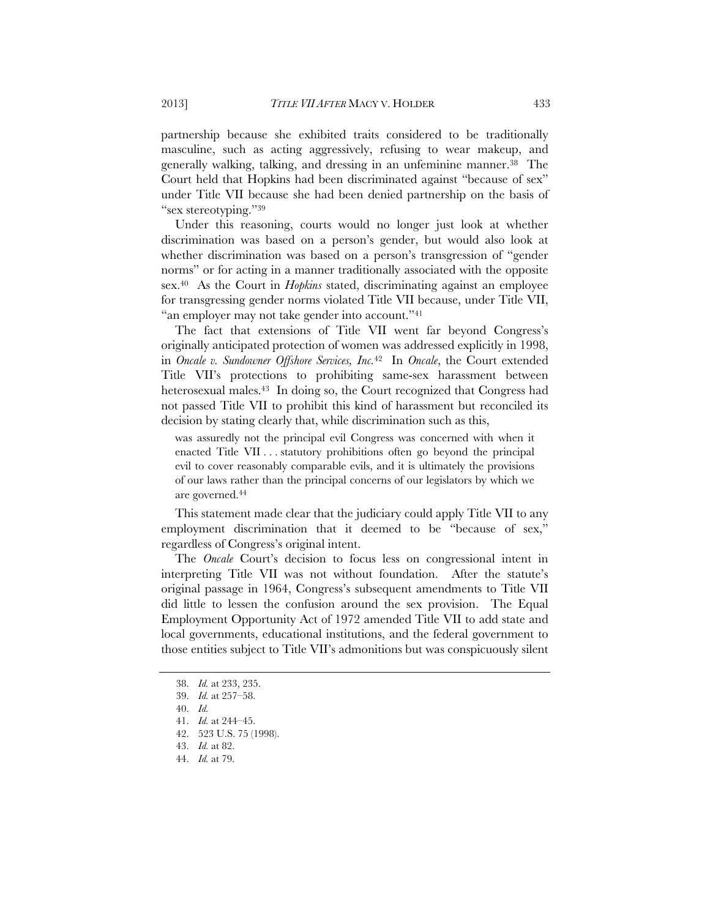partnership because she exhibited traits considered to be traditionally masculine, such as acting aggressively, refusing to wear makeup, and generally walking, talking, and dressing in an unfeminine manner.[38] The Court held that Hopkins had been discriminated against "because of sex" under Title VII because she had been denied partnership on the basis of "sex stereotyping."[39]

Under this reasoning, courts would no longer just look at whether discrimination was based on a person's gender, but would also look at whether discrimination was based on a person's transgression of "gender norms" or for acting in a manner traditionally associated with the opposite sex.[40] As the Court in *Hopkins* stated, discriminating against an employee for transgressing gender norms violated Title VII because, under Title VII, "an employer may not take gender into account."[41]

The fact that extensions of Title VII went far beyond Congress's originally anticipated protection of women was addressed explicitly in 1998, in *Oncale v. Sundowner Offshore Services, Inc.*[42] In *Oncale*, the Court extended Title VII's protections to prohibiting same-sex harassment between heterosexual males.[43] In doing so, the Court recognized that Congress had not passed Title VII to prohibit this kind of harassment but reconciled its decision by stating clearly that, while discrimination such as this,

> was assuredly not the principal evil Congress was concerned with when it enacted Title VII . . . statutory prohibitions often go beyond the principal evil to cover reasonably comparable evils, and it is ultimately the provisions of our laws rather than the principal concerns of our legislators by which we are governed.[44]

This statement made clear that the judiciary could apply Title VII to any employment discrimination that it deemed to be "because of sex," regardless of Congress's original intent.

The *Oncale* Court's decision to focus less on congressional intent in interpreting Title VII was not without foundation. After the statute's original passage in 1964, Congress's subsequent amendments to Title VII did little to lessen the confusion around the sex provision. The Equal Employment Opportunity Act of 1972 amended Title VII to add state and local governments, educational institutions, and the federal government to those entities subject to Title VII's admonitions but was conspicuously silent

---

38. *Id.* at 233, 235.
39. *Id.* at 257–58.
40. *Id.*
41. *Id.* at 244–45.
42. 523 U.S. 75 (1998).
43. *Id.* at 82.
44. *Id.* at 79.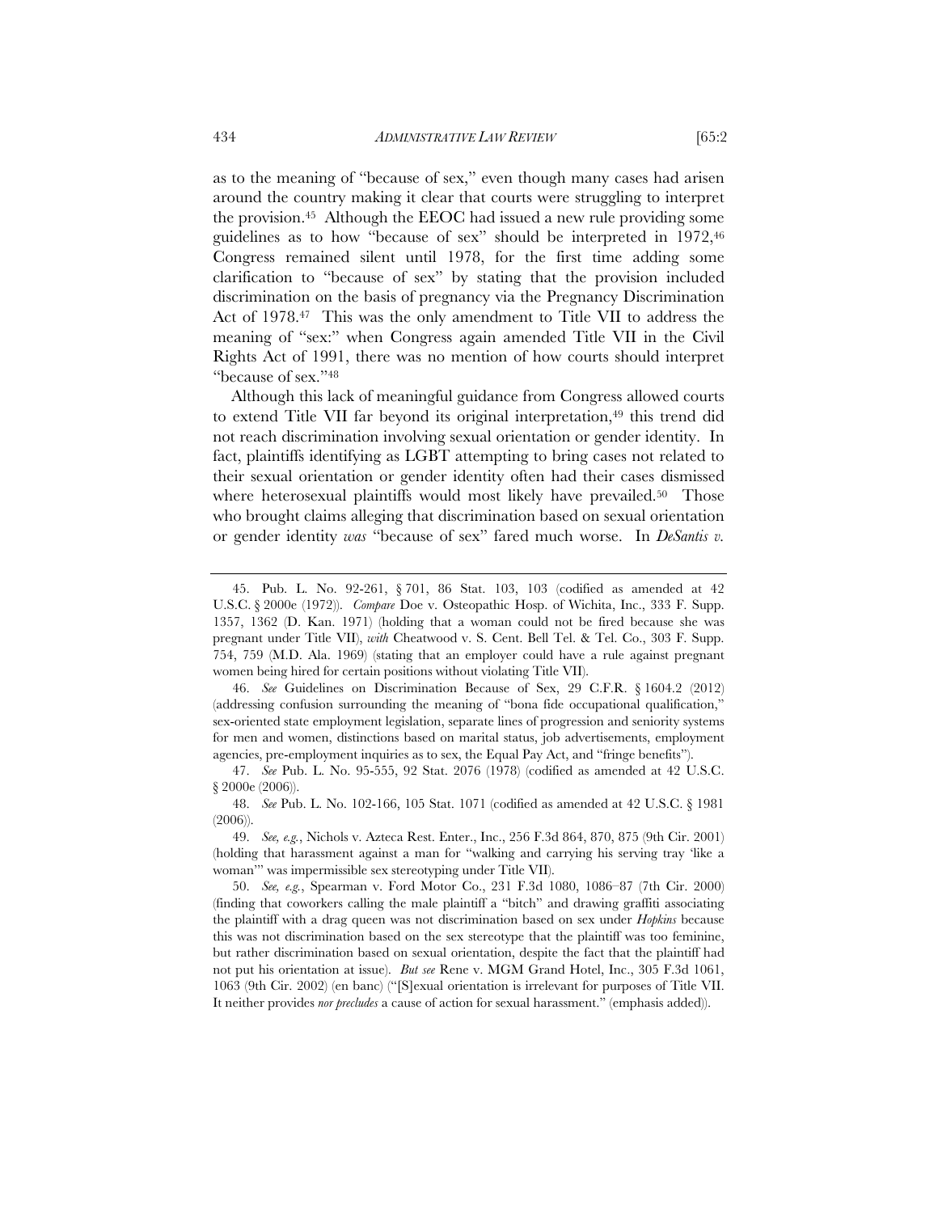as to the meaning of "because of sex," even though many cases had arisen around the country making it clear that courts were struggling to interpret the provision.[45] Although the EEOC had issued a new rule providing some guidelines as to how "because of sex" should be interpreted in 1972,[46] Congress remained silent until 1978, for the first time adding some clarification to "because of sex" by stating that the provision included discrimination on the basis of pregnancy via the Pregnancy Discrimination Act of 1978.[47] This was the only amendment to Title VII to address the meaning of "sex:" when Congress again amended Title VII in the Civil Rights Act of 1991, there was no mention of how courts should interpret "because of sex."[48]

Although this lack of meaningful guidance from Congress allowed courts to extend Title VII far beyond its original interpretation,[49] this trend did not reach discrimination involving sexual orientation or gender identity. In fact, plaintiffs identifying as LGBT attempting to bring cases not related to their sexual orientation or gender identity often had their cases dismissed where heterosexual plaintiffs would most likely have prevailed.[50] Those who brought claims alleging that discrimination based on sexual orientation or gender identity *was* "because of sex" fared much worse. In *DeSantis v.*

---

45. Pub. L. No. 92-261, § 701, 86 Stat. 103, 103 (codified as amended at 42 U.S.C. § 2000e (1972)). *Compare* Doe v. Osteopathic Hosp. of Wichita, Inc., 333 F. Supp. 1357, 1362 (D. Kan. 1971) (holding that a woman could not be fired because she was pregnant under Title VII), *with* Cheatwood v. S. Cent. Bell Tel. & Tel. Co., 303 F. Supp. 754, 759 (M.D. Ala. 1969) (stating that an employer could have a rule against pregnant women being hired for certain positions without violating Title VII).

46. *See* Guidelines on Discrimination Because of Sex, 29 C.F.R. § 1604.2 (2012) (addressing confusion surrounding the meaning of "bona fide occupational qualification," sex-oriented state employment legislation, separate lines of progression and seniority systems for men and women, distinctions based on marital status, job advertisements, employment agencies, pre-employment inquiries as to sex, the Equal Pay Act, and "fringe benefits").

47. *See* Pub. L. No. 95-555, 92 Stat. 2076 (1978) (codified as amended at 42 U.S.C. § 2000e (2006)).

48. *See* Pub. L. No. 102-166, 105 Stat. 1071 (codified as amended at 42 U.S.C. § 1981 (2006)).

49. *See, e.g.*, Nichols v. Azteca Rest. Enter., Inc., 256 F.3d 864, 870, 875 (9th Cir. 2001) (holding that harassment against a man for "walking and carrying his serving tray 'like a woman'" was impermissible sex stereotyping under Title VII).

50. *See, e.g.*, Spearman v. Ford Motor Co., 231 F.3d 1080, 1086–87 (7th Cir. 2000) (finding that coworkers calling the male plaintiff a "bitch" and drawing graffiti associating the plaintiff with a drag queen was not discrimination based on sex under *Hopkins* because this was not discrimination based on the sex stereotype that the plaintiff was too feminine, but rather discrimination based on sexual orientation, despite the fact that the plaintiff had not put his orientation at issue). *But see* Rene v. MGM Grand Hotel, Inc., 305 F.3d 1061, 1063 (9th Cir. 2002) (en banc) ("[S]exual orientation is irrelevant for purposes of Title VII. It neither provides *nor precludes* a cause of action for sexual harassment." (emphasis added)).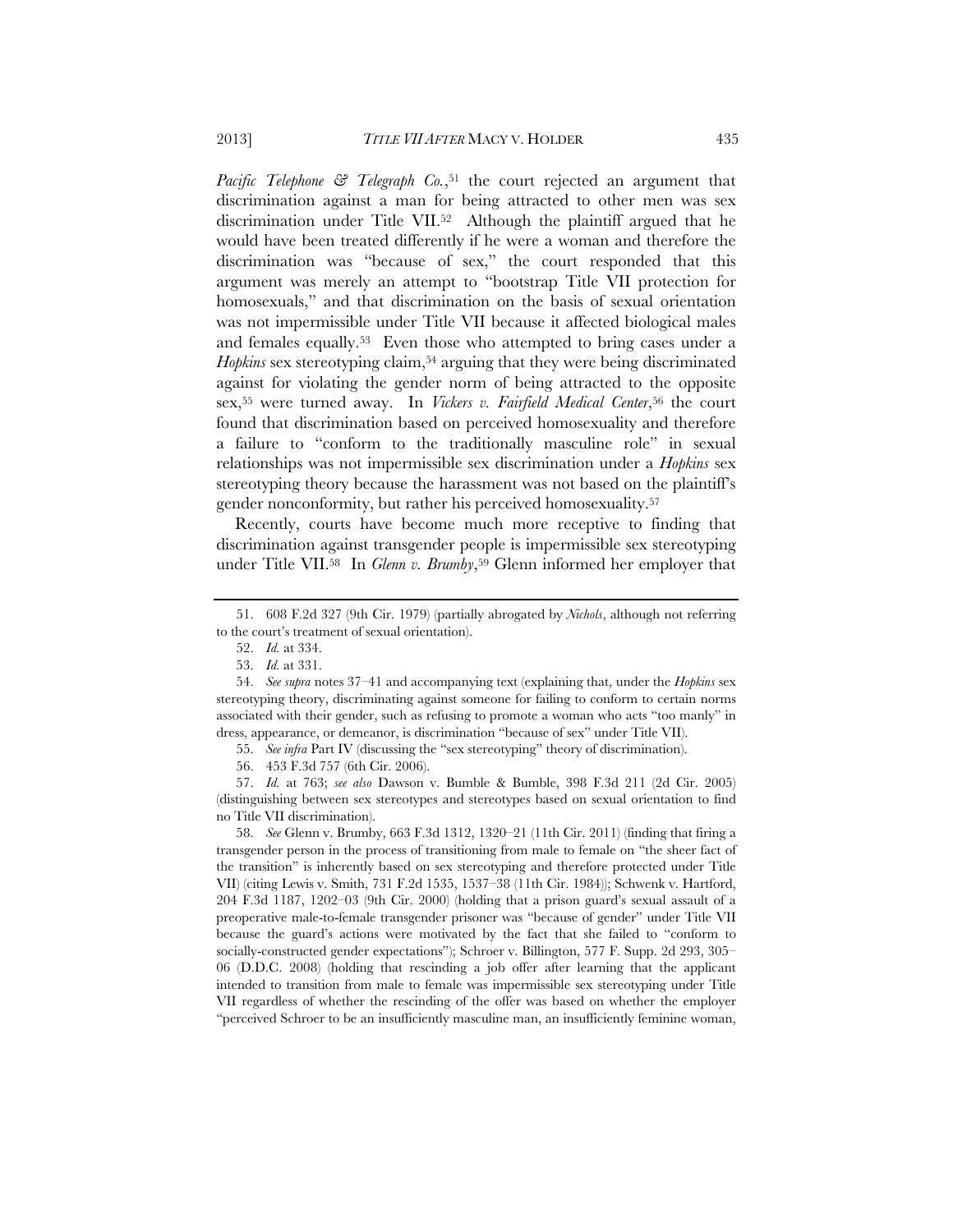*Pacific Telephone & Telegraph Co.*,[51] the court rejected an argument that discrimination against a man for being attracted to other men was sex discrimination under Title VII.[52] Although the plaintiff argued that he would have been treated differently if he were a woman and therefore the discrimination was "because of sex," the court responded that this argument was merely an attempt to "bootstrap Title VII protection for homosexuals," and that discrimination on the basis of sexual orientation was not impermissible under Title VII because it affected biological males and females equally.[53] Even those who attempted to bring cases under a *Hopkins* sex stereotyping claim,[54] arguing that they were being discriminated against for violating the gender norm of being attracted to the opposite sex,[55] were turned away. In *Vickers v. Fairfield Medical Center*,[56] the court found that discrimination based on perceived homosexuality and therefore a failure to "conform to the traditionally masculine role" in sexual relationships was not impermissible sex discrimination under a *Hopkins* sex stereotyping theory because the harassment was not based on the plaintiff's gender nonconformity, but rather his perceived homosexuality.[57]

Recently, courts have become much more receptive to finding that discrimination against transgender people is impermissible sex stereotyping under Title VII.[58] In *Glenn v. Brumby*,[59] Glenn informed her employer that

---

51. 608 F.2d 327 (9th Cir. 1979) (partially abrogated by *Nichols*, although not referring to the court's treatment of sexual orientation).

52. *Id.* at 334.

53. *Id.* at 331.

54. *See supra* notes 37–41 and accompanying text (explaining that, under the *Hopkins* sex stereotyping theory, discriminating against someone for failing to conform to certain norms associated with their gender, such as refusing to promote a woman who acts "too manly" in dress, appearance, or demeanor, is discrimination "because of sex" under Title VII).

55. *See infra* Part IV (discussing the "sex stereotyping" theory of discrimination).

56. 453 F.3d 757 (6th Cir. 2006).

57. *Id.* at 763; *see also* Dawson v. Bumble & Bumble, 398 F.3d 211 (2d Cir. 2005) (distinguishing between sex stereotypes and stereotypes based on sexual orientation to find no Title VII discrimination).

58. *See* Glenn v. Brumby, 663 F.3d 1312, 1320–21 (11th Cir. 2011) (finding that firing a transgender person in the process of transitioning from male to female on "the sheer fact of the transition" is inherently based on sex stereotyping and therefore protected under Title VII) (citing Lewis v. Smith, 731 F.2d 1535, 1537–38 (11th Cir. 1984)); Schwenk v. Hartford, 204 F.3d 1187, 1202–03 (9th Cir. 2000) (holding that a prison guard's sexual assault of a preoperative male-to-female transgender prisoner was "because of gender" under Title VII because the guard's actions were motivated by the fact that she failed to "conform to socially-constructed gender expectations"); Schroer v. Billington, 577 F. Supp. 2d 293, 305–06 (D.D.C. 2008) (holding that rescinding a job offer after learning that the applicant intended to transition from male to female was impermissible sex stereotyping under Title VII regardless of whether the rescinding of the offer was based on whether the employer "perceived Schroer to be an insufficiently masculine man, an insufficiently feminine woman,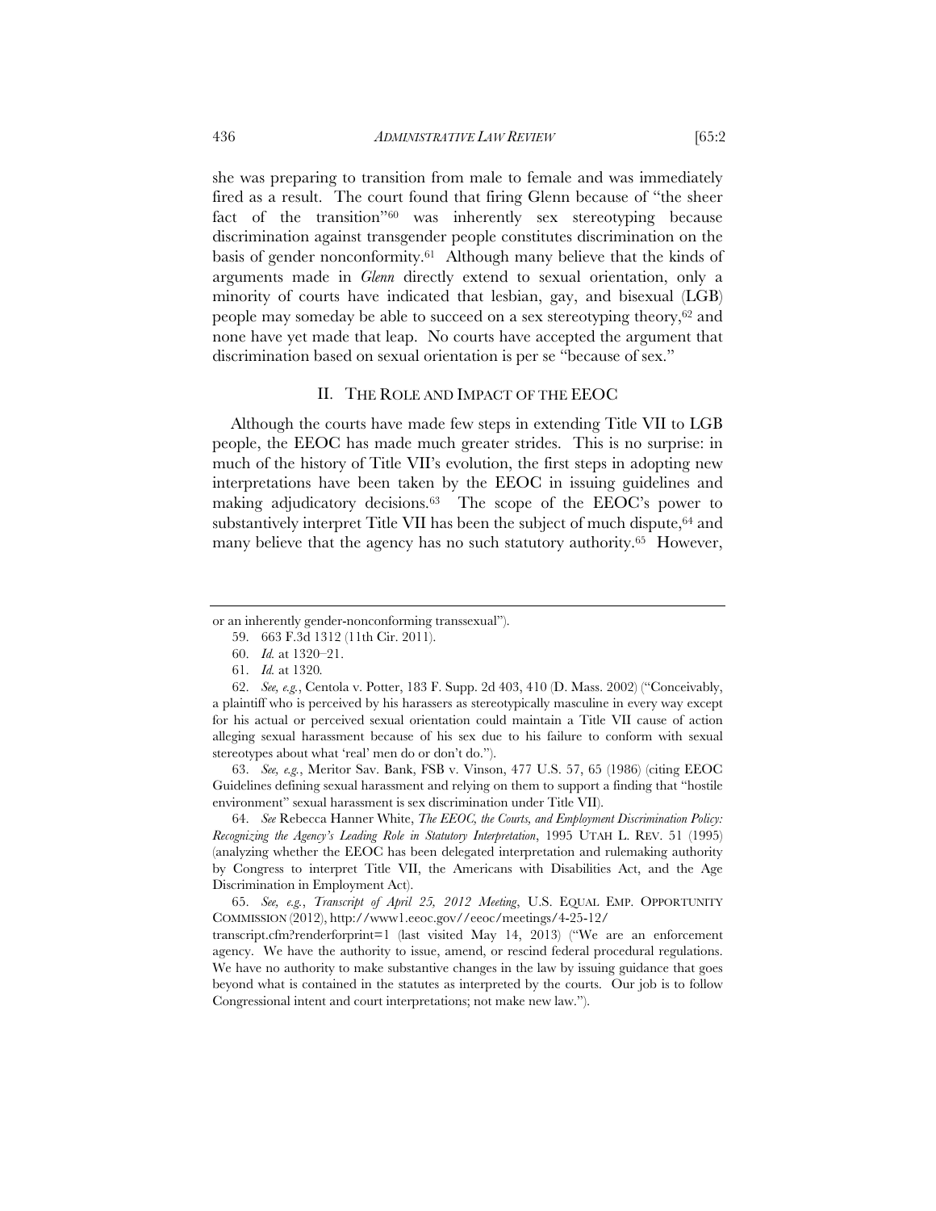she was preparing to transition from male to female and was immediately fired as a result. The court found that firing Glenn because of "the sheer fact of the transition"[60] was inherently sex stereotyping because discrimination against transgender people constitutes discrimination on the basis of gender nonconformity.[61] Although many believe that the kinds of arguments made in *Glenn* directly extend to sexual orientation, only a minority of courts have indicated that lesbian, gay, and bisexual (LGB) people may someday be able to succeed on a sex stereotyping theory,[62] and none have yet made that leap. No courts have accepted the argument that discrimination based on sexual orientation is per se "because of sex."

## II. THE ROLE AND IMPACT OF THE EEOC

Although the courts have made few steps in extending Title VII to LGB people, the EEOC has made much greater strides. This is no surprise: in much of the history of Title VII's evolution, the first steps in adopting new interpretations have been taken by the EEOC in issuing guidelines and making adjudicatory decisions.[63] The scope of the EEOC's power to substantively interpret Title VII has been the subject of much dispute,[64] and many believe that the agency has no such statutory authority.[65] However,

---

or an inherently gender-nonconforming transsexual").

59. 663 F.3d 1312 (11th Cir. 2011).

60. *Id.* at 1320–21.

61. *Id.* at 1320.

62. *See, e.g.*, Centola v. Potter, 183 F. Supp. 2d 403, 410 (D. Mass. 2002) ("Conceivably, a plaintiff who is perceived by his harassers as stereotypically masculine in every way except for his actual or perceived sexual orientation could maintain a Title VII cause of action alleging sexual harassment because of his sex due to his failure to conform with sexual stereotypes about what 'real' men do or don't do.").

63. *See, e.g.*, Meritor Sav. Bank, FSB v. Vinson, 477 U.S. 57, 65 (1986) (citing EEOC Guidelines defining sexual harassment and relying on them to support a finding that "hostile environment" sexual harassment is sex discrimination under Title VII).

64. *See* Rebecca Hanner White, *The EEOC, the Courts, and Employment Discrimination Policy: Recognizing the Agency's Leading Role in Statutory Interpretation*, 1995 UTAH L. REV. 51 (1995) (analyzing whether the EEOC has been delegated interpretation and rulemaking authority by Congress to interpret Title VII, the Americans with Disabilities Act, and the Age Discrimination in Employment Act).

65. *See, e.g.*, *Transcript of April 25, 2012 Meeting*, U.S. EQUAL EMP. OPPORTUNITY COMMISSION (2012), http://www1.eeoc.gov//eeoc/meetings/4-25-12/transcript.cfm?renderforprint=1 (last visited May 14, 2013) ("We are an enforcement agency. We have the authority to issue, amend, or rescind federal procedural regulations. We have no authority to make substantive changes in the law by issuing guidance that goes beyond what is contained in the statutes as interpreted by the courts. Our job is to follow Congressional intent and court interpretations; not make new law.").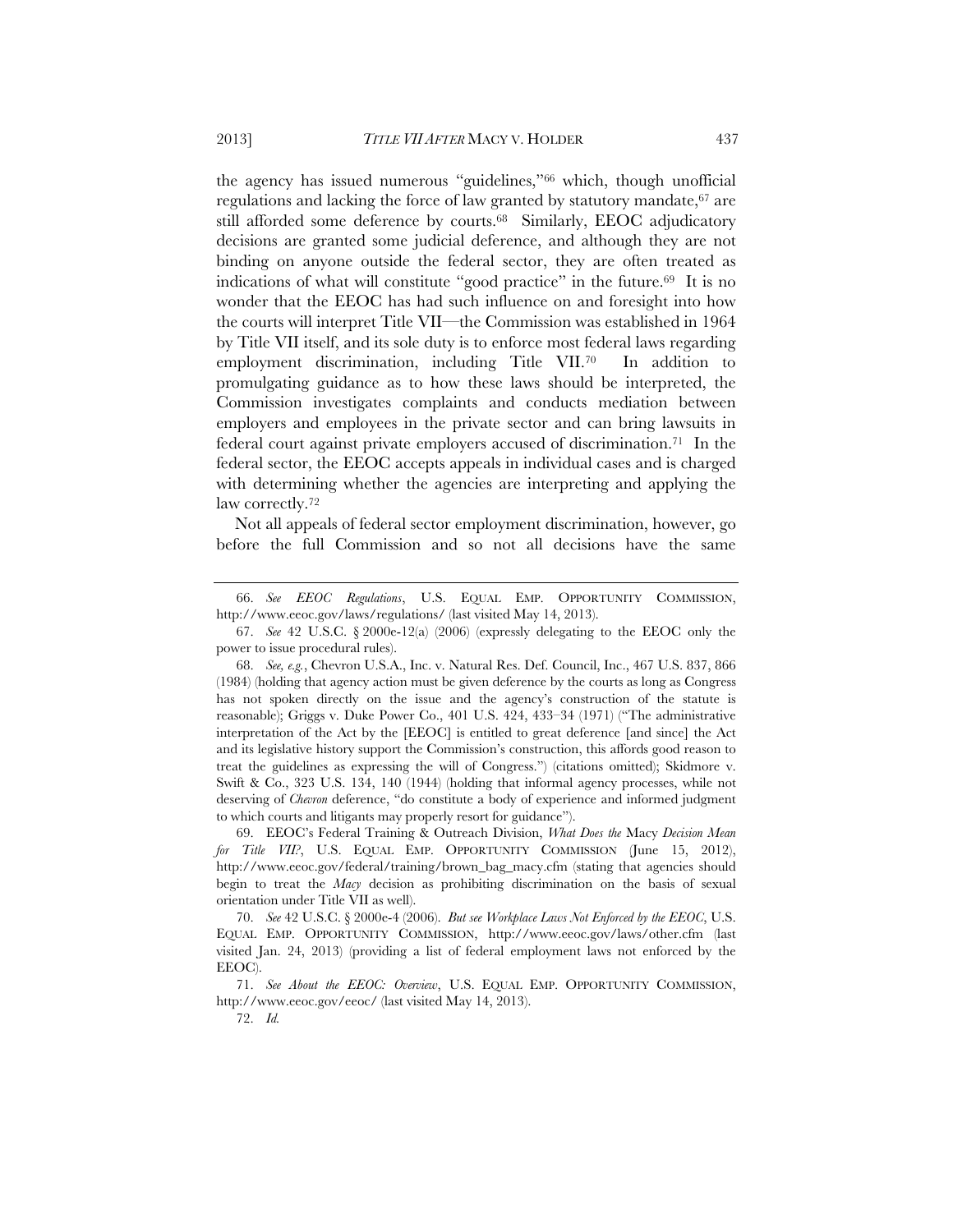the agency has issued numerous "guidelines,"[66] which, though unofficial regulations and lacking the force of law granted by statutory mandate,[67] are still afforded some deference by courts.[68] Similarly, EEOC adjudicatory decisions are granted some judicial deference, and although they are not binding on anyone outside the federal sector, they are often treated as indications of what will constitute "good practice" in the future.[69] It is no wonder that the EEOC has had such influence on and foresight into how the courts will interpret Title VII—the Commission was established in 1964 by Title VII itself, and its sole duty is to enforce most federal laws regarding employment discrimination, including Title VII.[70] In addition to promulgating guidance as to how these laws should be interpreted, the Commission investigates complaints and conducts mediation between employers and employees in the private sector and can bring lawsuits in federal court against private employers accused of discrimination.[71] In the federal sector, the EEOC accepts appeals in individual cases and is charged with determining whether the agencies are interpreting and applying the law correctly.[72]

Not all appeals of federal sector employment discrimination, however, go before the full Commission and so not all decisions have the same

---

66. *See EEOC Regulations*, U.S. EQUAL EMP. OPPORTUNITY COMMISSION, http://www.eeoc.gov/laws/regulations/ (last visited May 14, 2013).

67. *See* 42 U.S.C. § 2000e-12(a) (2006) (expressly delegating to the EEOC only the power to issue procedural rules).

68. *See, e.g.*, Chevron U.S.A., Inc. v. Natural Res. Def. Council, Inc., 467 U.S. 837, 866 (1984) (holding that agency action must be given deference by the courts as long as Congress has not spoken directly on the issue and the agency's construction of the statute is reasonable); Griggs v. Duke Power Co., 401 U.S. 424, 433–34 (1971) ("The administrative interpretation of the Act by the [EEOC] is entitled to great deference [and since] the Act and its legislative history support the Commission's construction, this affords good reason to treat the guidelines as expressing the will of Congress.") (citations omitted); Skidmore v. Swift & Co., 323 U.S. 134, 140 (1944) (holding that informal agency processes, while not deserving of *Chevron* deference, "do constitute a body of experience and informed judgment to which courts and litigants may properly resort for guidance").

69. EEOC's Federal Training & Outreach Division, *What Does the* Macy *Decision Mean for Title VII?*, U.S. EQUAL EMP. OPPORTUNITY COMMISSION (June 15, 2012), http://www.eeoc.gov/federal/training/brown_bag_macy.cfm (stating that agencies should begin to treat the *Macy* decision as prohibiting discrimination on the basis of sexual orientation under Title VII as well).

70. *See* 42 U.S.C. § 2000e-4 (2006). *But see Workplace Laws Not Enforced by the EEOC*, U.S. EQUAL EMP. OPPORTUNITY COMMISSION, http://www.eeoc.gov/laws/other.cfm (last visited Jan. 24, 2013) (providing a list of federal employment laws not enforced by the EEOC).

71. *See About the EEOC: Overview*, U.S. EQUAL EMP. OPPORTUNITY COMMISSION, http://www.eeoc.gov/eeoc/ (last visited May 14, 2013).

72. *Id.*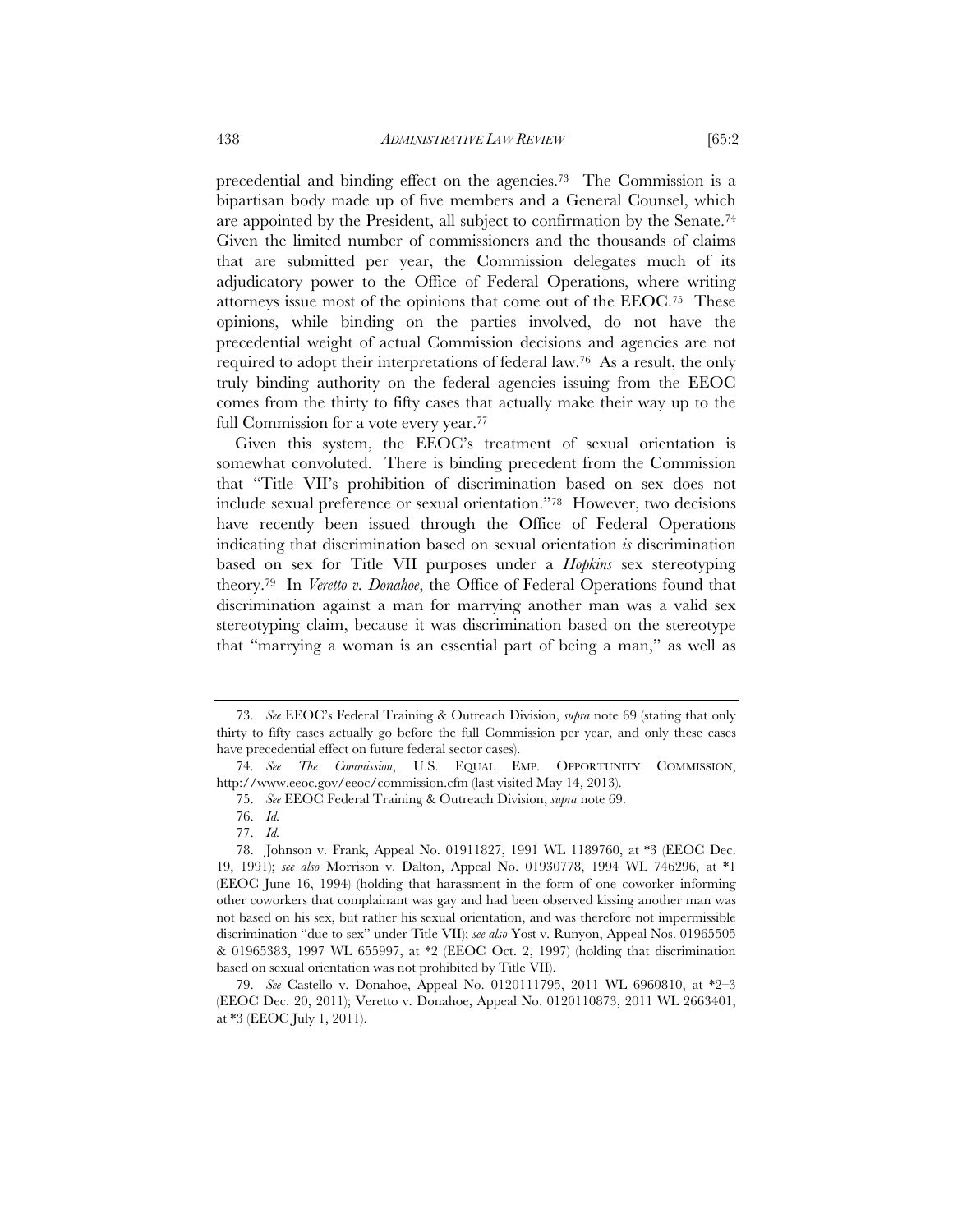precedential and binding effect on the agencies.[73] The Commission is a bipartisan body made up of five members and a General Counsel, which are appointed by the President, all subject to confirmation by the Senate.[74] Given the limited number of commissioners and the thousands of claims that are submitted per year, the Commission delegates much of its adjudicatory power to the Office of Federal Operations, where writing attorneys issue most of the opinions that come out of the EEOC.[75] These opinions, while binding on the parties involved, do not have the precedential weight of actual Commission decisions and agencies are not required to adopt their interpretations of federal law.[76] As a result, the only truly binding authority on the federal agencies issuing from the EEOC comes from the thirty to fifty cases that actually make their way up to the full Commission for a vote every year.[77]

Given this system, the EEOC's treatment of sexual orientation is somewhat convoluted. There is binding precedent from the Commission that "Title VII's prohibition of discrimination based on sex does not include sexual preference or sexual orientation."[78] However, two decisions have recently been issued through the Office of Federal Operations indicating that discrimination based on sexual orientation *is* discrimination based on sex for Title VII purposes under a *Hopkins* sex stereotyping theory.[79] In *Veretto v. Donahoe*, the Office of Federal Operations found that discrimination against a man for marrying another man was a valid sex stereotyping claim, because it was discrimination based on the stereotype that "marrying a woman is an essential part of being a man," as well as

---

73. *See* EEOC's Federal Training & Outreach Division, *supra* note 69 (stating that only thirty to fifty cases actually go before the full Commission per year, and only these cases have precedential effect on future federal sector cases).

74. *See The Commission*, U.S. EQUAL EMP. OPPORTUNITY COMMISSION, http://www.eeoc.gov/eeoc/commission.cfm (last visited May 14, 2013).

75. *See* EEOC Federal Training & Outreach Division, *supra* note 69.

76. *Id.*

77. *Id.*

78. Johnson v. Frank, Appeal No. 01911827, 1991 WL 1189760, at *3 (EEOC Dec. 19, 1991); *see also* Morrison v. Dalton, Appeal No. 01930778, 1994 WL 746296, at *1 (EEOC June 16, 1994) (holding that harassment in the form of one coworker informing other coworkers that complainant was gay and had been observed kissing another man was not based on his sex, but rather his sexual orientation, and was therefore not impermissible discrimination "due to sex" under Title VII); *see also* Yost v. Runyon, Appeal Nos. 01965505 & 01965383, 1997 WL 655997, at *2 (EEOC Oct. 2, 1997) (holding that discrimination based on sexual orientation was not prohibited by Title VII).

79. *See* Castello v. Donahoe, Appeal No. 0120111795, 2011 WL 6960810, at *2–3 (EEOC Dec. 20, 2011); Veretto v. Donahoe, Appeal No. 0120110873, 2011 WL 2663401, at *3 (EEOC July 1, 2011).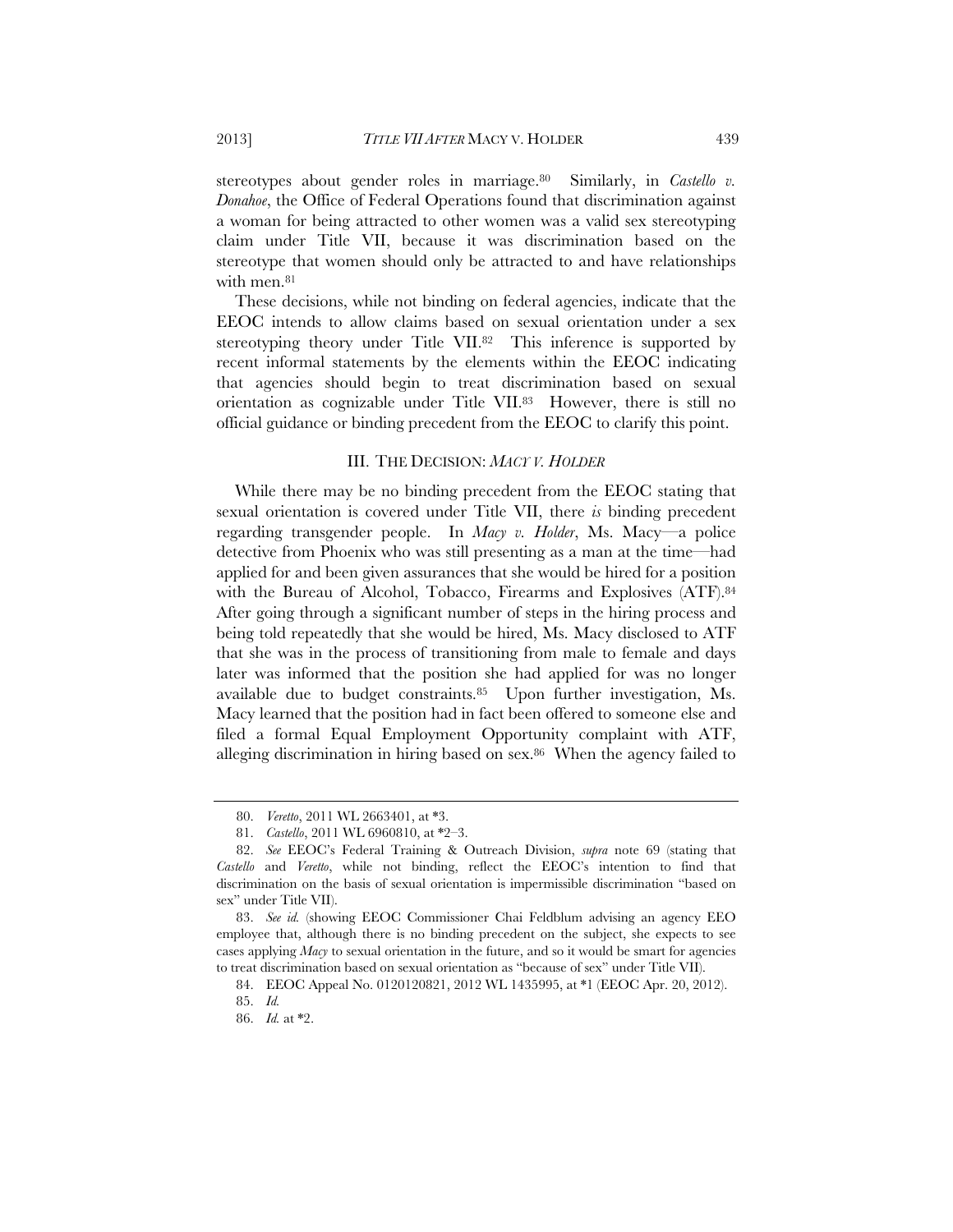stereotypes about gender roles in marriage.[80] Similarly, in *Castello v. Donahoe*, the Office of Federal Operations found that discrimination against a woman for being attracted to other women was a valid sex stereotyping claim under Title VII, because it was discrimination based on the stereotype that women should only be attracted to and have relationships with men.[81]

These decisions, while not binding on federal agencies, indicate that the EEOC intends to allow claims based on sexual orientation under a sex stereotyping theory under Title VII.[82] This inference is supported by recent informal statements by the elements within the EEOC indicating that agencies should begin to treat discrimination based on sexual orientation as cognizable under Title VII.[83] However, there is still no official guidance or binding precedent from the EEOC to clarify this point.

## III. THE DECISION: *MACY V. HOLDER*

While there may be no binding precedent from the EEOC stating that sexual orientation is covered under Title VII, there *is* binding precedent regarding transgender people. In *Macy v. Holder*, Ms. Macy—a police detective from Phoenix who was still presenting as a man at the time—had applied for and been given assurances that she would be hired for a position with the Bureau of Alcohol, Tobacco, Firearms and Explosives (ATF).[84] After going through a significant number of steps in the hiring process and being told repeatedly that she would be hired, Ms. Macy disclosed to ATF that she was in the process of transitioning from male to female and days later was informed that the position she had applied for was no longer available due to budget constraints.[85] Upon further investigation, Ms. Macy learned that the position had in fact been offered to someone else and filed a formal Equal Employment Opportunity complaint with ATF, alleging discrimination in hiring based on sex.[86] When the agency failed to

---

80. *Veretto*, 2011 WL 2663401, at *3.

81. *Castello*, 2011 WL 6960810, at *2–3.

82. *See* EEOC's Federal Training & Outreach Division, *supra* note 69 (stating that *Castello* and *Veretto*, while not binding, reflect the EEOC's intention to find that discrimination on the basis of sexual orientation is impermissible discrimination "based on sex" under Title VII).

83. *See id.* (showing EEOC Commissioner Chai Feldblum advising an agency EEO employee that, although there is no binding precedent on the subject, she expects to see cases applying *Macy* to sexual orientation in the future, and so it would be smart for agencies to treat discrimination based on sexual orientation as "because of sex" under Title VII).

84. EEOC Appeal No. 0120120821, 2012 WL 1435995, at *1 (EEOC Apr. 20, 2012).

85. *Id.*

86. *Id.* at *2.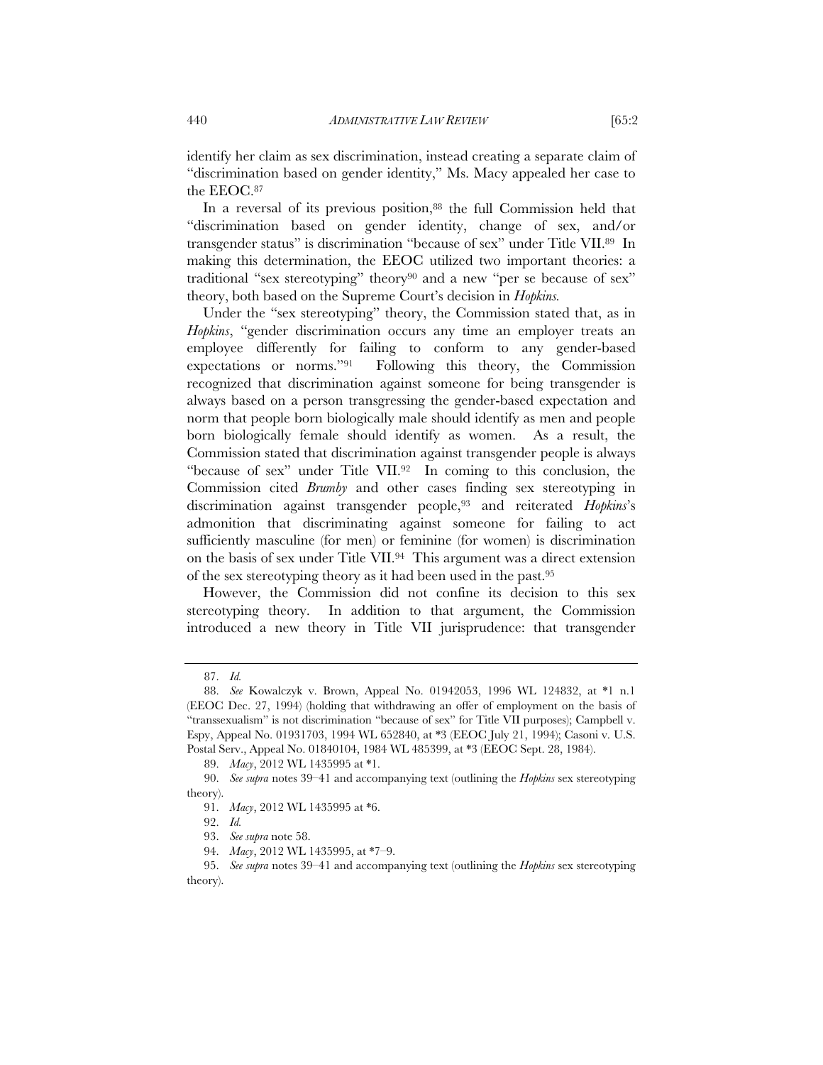identify her claim as sex discrimination, instead creating a separate claim of "discrimination based on gender identity," Ms. Macy appealed her case to the EEOC.[87]

In a reversal of its previous position,[88] the full Commission held that "discrimination based on gender identity, change of sex, and/or transgender status" is discrimination "because of sex" under Title VII.[89] In making this determination, the EEOC utilized two important theories: a traditional "sex stereotyping" theory[90] and a new "per se because of sex" theory, both based on the Supreme Court's decision in *Hopkins*.

Under the "sex stereotyping" theory, the Commission stated that, as in *Hopkins*, "gender discrimination occurs any time an employer treats an employee differently for failing to conform to any gender-based expectations or norms."[91] Following this theory, the Commission recognized that discrimination against someone for being transgender is always based on a person transgressing the gender-based expectation and norm that people born biologically male should identify as men and people born biologically female should identify as women. As a result, the Commission stated that discrimination against transgender people is always "because of sex" under Title VII.[92] In coming to this conclusion, the Commission cited *Brumby* and other cases finding sex stereotyping in discrimination against transgender people,[93] and reiterated *Hopkins*'s admonition that discriminating against someone for failing to act sufficiently masculine (for men) or feminine (for women) is discrimination on the basis of sex under Title VII.[94] This argument was a direct extension of the sex stereotyping theory as it had been used in the past.[95]

However, the Commission did not confine its decision to this sex stereotyping theory. In addition to that argument, the Commission introduced a new theory in Title VII jurisprudence: that transgender

---

87. *Id.*

88. *See* Kowalczyk v. Brown, Appeal No. 01942053, 1996 WL 124832, at *1 n.1 (EEOC Dec. 27, 1994) (holding that withdrawing an offer of employment on the basis of "transsexualism" is not discrimination "because of sex" for Title VII purposes); Campbell v. Espy, Appeal No. 01931703, 1994 WL 652840, at *3 (EEOC July 21, 1994); Casoni v. U.S. Postal Serv., Appeal No. 01840104, 1984 WL 485399, at *3 (EEOC Sept. 28, 1984).

89. *Macy*, 2012 WL 1435995 at *1.

90. *See supra* notes 39–41 and accompanying text (outlining the *Hopkins* sex stereotyping theory).

91. *Macy*, 2012 WL 1435995 at *6.

92. *Id.*

93. *See supra* note 58.

94. *Macy*, 2012 WL 1435995, at *7–9.

95. *See supra* notes 39–41 and accompanying text (outlining the *Hopkins* sex stereotyping theory).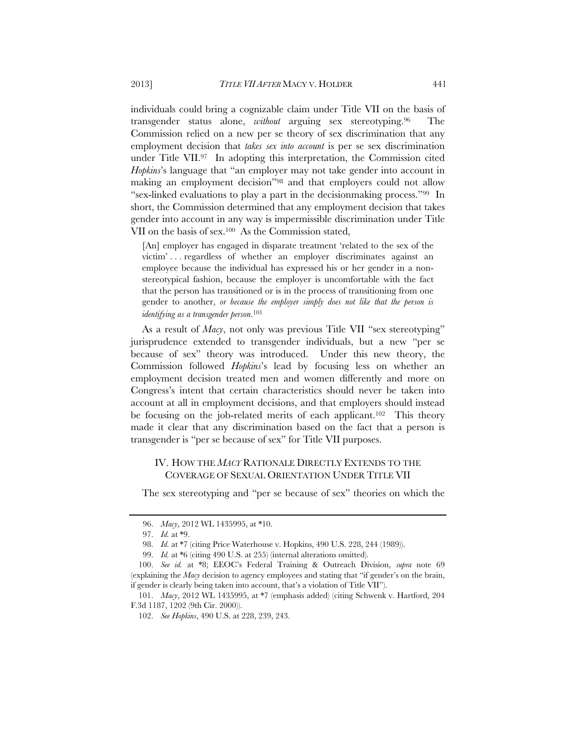individuals could bring a cognizable claim under Title VII on the basis of transgender status alone, *without* arguing sex stereotyping.[96] The Commission relied on a new per se theory of sex discrimination that any employment decision that *takes sex into account* is per se sex discrimination under Title VII.[97] In adopting this interpretation, the Commission cited *Hopkins*'s language that "an employer may not take gender into account in making an employment decision"[98] and that employers could not allow "sex-linked evaluations to play a part in the decisionmaking process."[99] In short, the Commission determined that any employment decision that takes gender into account in any way is impermissible discrimination under Title VII on the basis of sex.[100] As the Commission stated,

> [An] employer has engaged in disparate treatment 'related to the sex of the victim' . . . regardless of whether an employer discriminates against an employee because the individual has expressed his or her gender in a non-stereotypical fashion, because the employer is uncomfortable with the fact that the person has transitioned or is in the process of transitioning from one gender to another, *or because the employer simply does not like that the person is identifying as a transgender person*.[101]

As a result of *Macy*, not only was previous Title VII "sex stereotyping" jurisprudence extended to transgender individuals, but a new "per se because of sex" theory was introduced. Under this new theory, the Commission followed *Hopkins*'s lead by focusing less on whether an employment decision treated men and women differently and more on Congress's intent that certain characteristics should never be taken into account at all in employment decisions, and that employers should instead be focusing on the job-related merits of each applicant.[102] This theory made it clear that any discrimination based on the fact that a person is transgender is "per se because of sex" for Title VII purposes.

## IV. HOW THE *MACY* RATIONALE DIRECTLY EXTENDS TO THE COVERAGE OF SEXUAL ORIENTATION UNDER TITLE VII

The sex stereotyping and "per se because of sex" theories on which the

---

96. *Macy*, 2012 WL 1435995, at *10.

97. *Id.* at *9.

98. *Id.* at *7 (citing Price Waterhouse v. Hopkins, 490 U.S. 228, 244 (1989)).

99. *Id.* at *6 (citing 490 U.S. at 255) (internal alterations omitted).

100. *See id.* at *8; EEOC's Federal Training & Outreach Division, *supra* note 69 (explaining the *Macy* decision to agency employees and stating that "if gender's on the brain, if gender is clearly being taken into account, that's a violation of Title VII").

101. *Macy*, 2012 WL 1435995, at *7 (emphasis added) (citing Schwenk v. Hartford, 204 F.3d 1187, 1202 (9th Cir. 2000)).

102. *See Hopkins*, 490 U.S. at 228, 239, 243.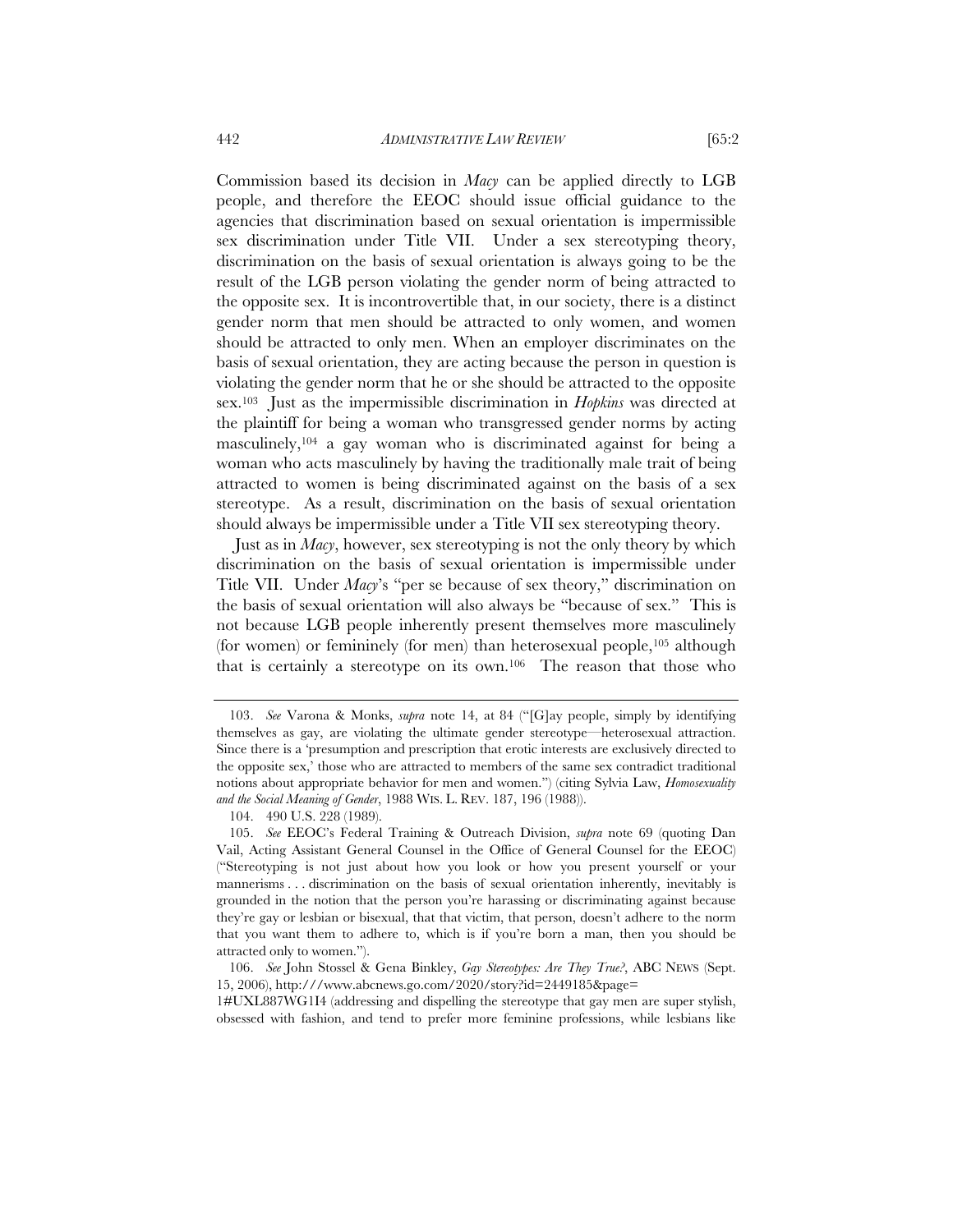Commission based its decision in *Macy* can be applied directly to LGB people, and therefore the EEOC should issue official guidance to the agencies that discrimination based on sexual orientation is impermissible sex discrimination under Title VII. Under a sex stereotyping theory, discrimination on the basis of sexual orientation is always going to be the result of the LGB person violating the gender norm of being attracted to the opposite sex. It is incontrovertible that, in our society, there is a distinct gender norm that men should be attracted to only women, and women should be attracted to only men. When an employer discriminates on the basis of sexual orientation, they are acting because the person in question is violating the gender norm that he or she should be attracted to the opposite sex.[103] Just as the impermissible discrimination in *Hopkins* was directed at the plaintiff for being a woman who transgressed gender norms by acting masculinely,[104] a gay woman who is discriminated against for being a woman who acts masculinely by having the traditionally male trait of being attracted to women is being discriminated against on the basis of a sex stereotype. As a result, discrimination on the basis of sexual orientation should always be impermissible under a Title VII sex stereotyping theory.

Just as in *Macy*, however, sex stereotyping is not the only theory by which discrimination on the basis of sexual orientation is impermissible under Title VII. Under *Macy*'s "per se because of sex theory," discrimination on the basis of sexual orientation will also always be "because of sex." This is not because LGB people inherently present themselves more masculinely (for women) or femininely (for men) than heterosexual people,[105] although that is certainly a stereotype on its own.[106] The reason that those who

---

103. *See* Varona & Monks, *supra* note 14, at 84 ("[G]ay people, simply by identifying themselves as gay, are violating the ultimate gender stereotype—heterosexual attraction. Since there is a 'presumption and prescription that erotic interests are exclusively directed to the opposite sex,' those who are attracted to members of the same sex contradict traditional notions about appropriate behavior for men and women.") (citing Sylvia Law, *Homosexuality and the Social Meaning of Gender*, 1988 WIS. L. REV. 187, 196 (1988)).

104. 490 U.S. 228 (1989).

105. *See* EEOC's Federal Training & Outreach Division, *supra* note 69 (quoting Dan Vail, Acting Assistant General Counsel in the Office of General Counsel for the EEOC) ("Stereotyping is not just about how you look or how you present yourself or your mannerisms . . . discrimination on the basis of sexual orientation inherently, inevitably is grounded in the notion that the person you're harassing or discriminating against because they're gay or lesbian or bisexual, that that victim, that person, doesn't adhere to the norm that you want them to adhere to, which is if you're born a man, then you should be attracted only to women.").

106. *See* John Stossel & Gena Binkley, *Gay Stereotypes: Are They True?*, ABC NEWS (Sept. 15, 2006), http://www.abcnews.go.com/2020/story?id=2449185&page=1#UXL887WG1I4 (addressing and dispelling the stereotype that gay men are super stylish, obsessed with fashion, and tend to prefer more feminine professions, while lesbians like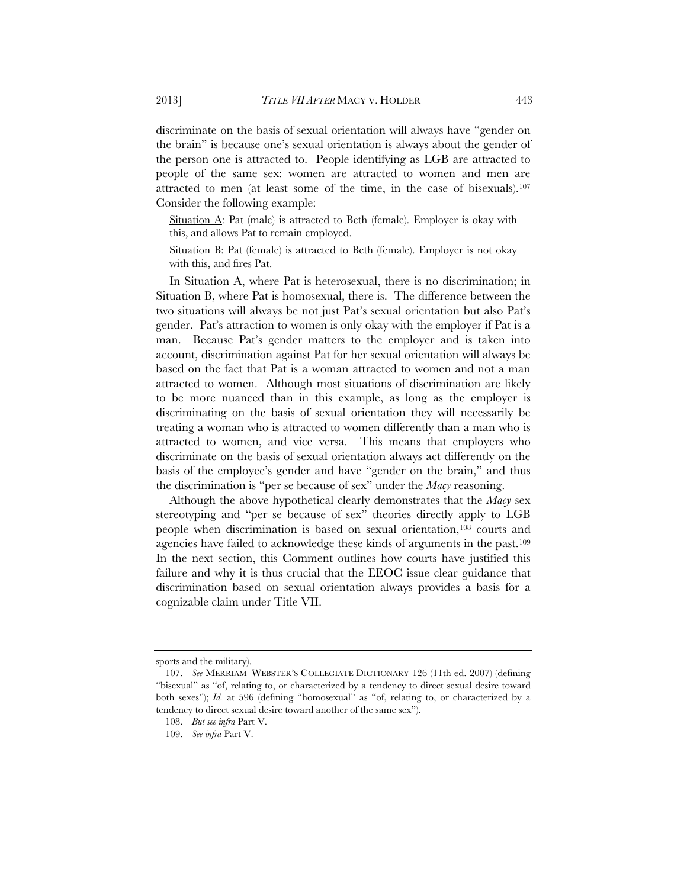discriminate on the basis of sexual orientation will always have "gender on the brain" is because one's sexual orientation is always about the gender of the person one is attracted to. People identifying as LGB are attracted to people of the same sex: women are attracted to women and men are attracted to men (at least some of the time, in the case of bisexuals).[107] Consider the following example:

> Situation A: Pat (male) is attracted to Beth (female). Employer is okay with this, and allows Pat to remain employed.
>
> Situation B: Pat (female) is attracted to Beth (female). Employer is not okay with this, and fires Pat.

In Situation A, where Pat is heterosexual, there is no discrimination; in Situation B, where Pat is homosexual, there is. The difference between the two situations will always be not just Pat's sexual orientation but also Pat's gender. Pat's attraction to women is only okay with the employer if Pat is a man. Because Pat's gender matters to the employer and is taken into account, discrimination against Pat for her sexual orientation will always be based on the fact that Pat is a woman attracted to women and not a man attracted to women. Although most situations of discrimination are likely to be more nuanced than in this example, as long as the employer is discriminating on the basis of sexual orientation they will necessarily be treating a woman who is attracted to women differently than a man who is attracted to women, and vice versa. This means that employers who discriminate on the basis of sexual orientation always act differently on the basis of the employee's gender and have "gender on the brain," and thus the discrimination is "per se because of sex" under the *Macy* reasoning.

Although the above hypothetical clearly demonstrates that the *Macy* sex stereotyping and "per se because of sex" theories directly apply to LGB people when discrimination is based on sexual orientation,[108] courts and agencies have failed to acknowledge these kinds of arguments in the past.[109] In the next section, this Comment outlines how courts have justified this failure and why it is thus crucial that the EEOC issue clear guidance that discrimination based on sexual orientation always provides a basis for a cognizable claim under Title VII.

---

sports and the military).

107. *See* MERRIAM–WEBSTER'S COLLEGIATE DICTIONARY 126 (11th ed. 2007) (defining "bisexual" as "of, relating to, or characterized by a tendency to direct sexual desire toward both sexes"); *Id.* at 596 (defining "homosexual" as "of, relating to, or characterized by a tendency to direct sexual desire toward another of the same sex").

108. *But see infra* Part V.

109. *See infra* Part V.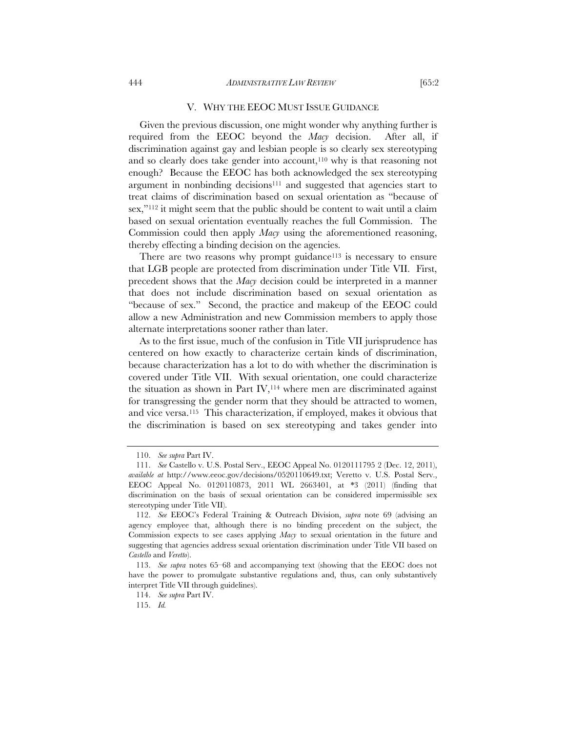## V. WHY THE EEOC MUST ISSUE GUIDANCE

Given the previous discussion, one might wonder why anything further is required from the EEOC beyond the *Macy* decision. After all, if discrimination against gay and lesbian people is so clearly sex stereotyping and so clearly does take gender into account,[110] why is that reasoning not enough? Because the EEOC has both acknowledged the sex stereotyping argument in nonbinding decisions[111] and suggested that agencies start to treat claims of discrimination based on sexual orientation as "because of sex,"[112] it might seem that the public should be content to wait until a claim based on sexual orientation eventually reaches the full Commission. The Commission could then apply *Macy* using the aforementioned reasoning, thereby effecting a binding decision on the agencies.

There are two reasons why prompt guidance[113] is necessary to ensure that LGB people are protected from discrimination under Title VII. First, precedent shows that the *Macy* decision could be interpreted in a manner that does not include discrimination based on sexual orientation as "because of sex." Second, the practice and makeup of the EEOC could allow a new Administration and new Commission members to apply those alternate interpretations sooner rather than later.

As to the first issue, much of the confusion in Title VII jurisprudence has centered on how exactly to characterize certain kinds of discrimination, because characterization has a lot to do with whether the discrimination is covered under Title VII. With sexual orientation, one could characterize the situation as shown in Part IV,[114] where men are discriminated against for transgressing the gender norm that they should be attracted to women, and vice versa.[115] This characterization, if employed, makes it obvious that the discrimination is based on sex stereotyping and takes gender into

---

110. *See supra* Part IV.

111. *See* Castello v. U.S. Postal Serv., EEOC Appeal No. 0120111795 2 (Dec. 12, 2011), *available at* http://www.eeoc.gov/decisions/0520110649.txt; Veretto v. U.S. Postal Serv., EEOC Appeal No. 0120110873, 2011 WL 2663401, at *3 (2011) (finding that discrimination on the basis of sexual orientation can be considered impermissible sex stereotyping under Title VII).

112. *See* EEOC's Federal Training & Outreach Division, *supra* note 69 (advising an agency employee that, although there is no binding precedent on the subject, the Commission expects to see cases applying *Macy* to sexual orientation in the future and suggesting that agencies address sexual orientation discrimination under Title VII based on *Castello* and *Veretto*).

113. *See supra* notes 65–68 and accompanying text (showing that the EEOC does not have the power to promulgate substantive regulations and, thus, can only substantively interpret Title VII through guidelines).

114. *See supra* Part IV.

115. *Id.*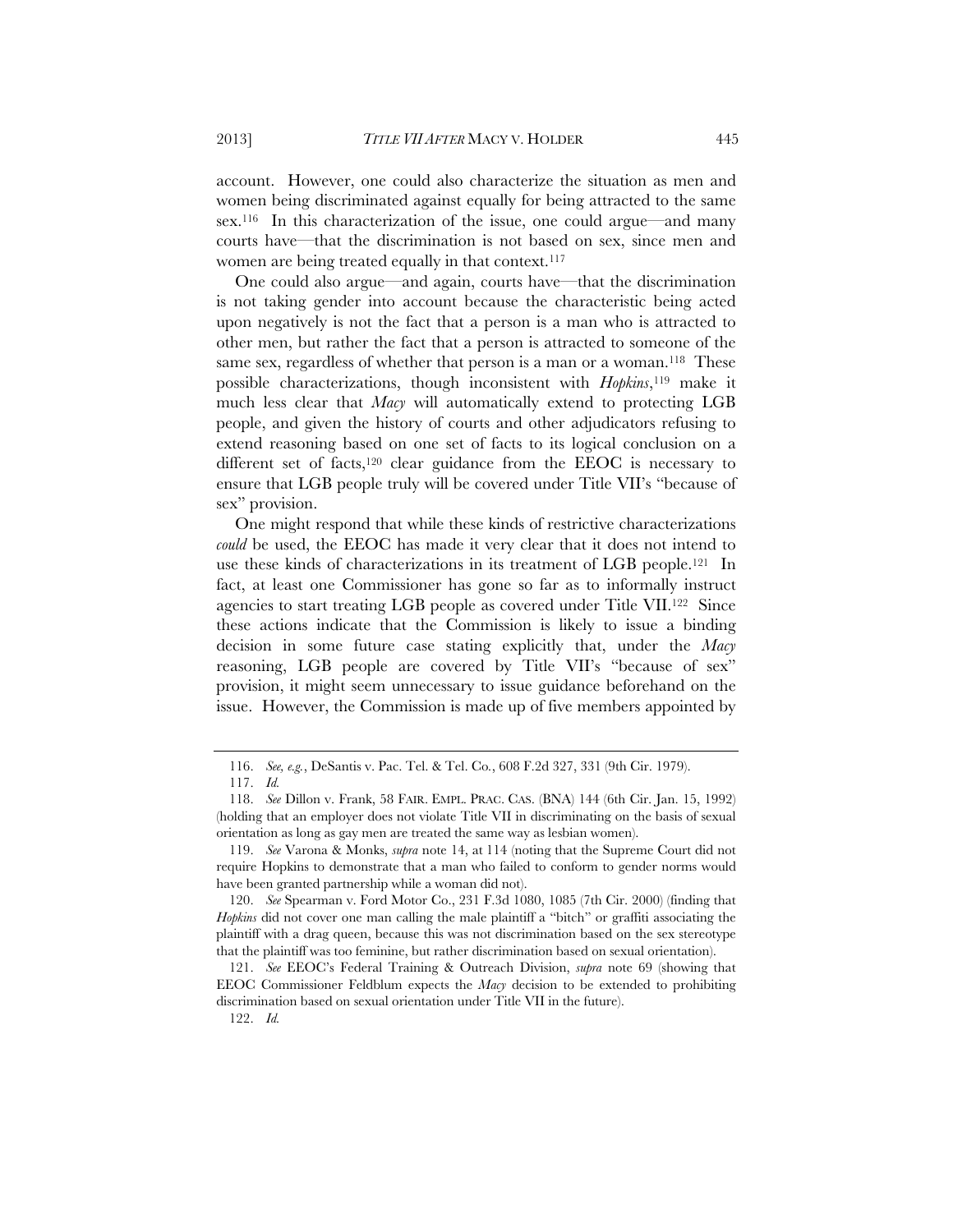account. However, one could also characterize the situation as men and women being discriminated against equally for being attracted to the same sex.[116] In this characterization of the issue, one could argue—and many courts have—that the discrimination is not based on sex, since men and women are being treated equally in that context.[117]

One could also argue—and again, courts have—that the discrimination is not taking gender into account because the characteristic being acted upon negatively is not the fact that a person is a man who is attracted to other men, but rather the fact that a person is attracted to someone of the same sex, regardless of whether that person is a man or a woman.[118] These possible characterizations, though inconsistent with *Hopkins*,[119] make it much less clear that *Macy* will automatically extend to protecting LGB people, and given the history of courts and other adjudicators refusing to extend reasoning based on one set of facts to its logical conclusion on a different set of facts,[120] clear guidance from the EEOC is necessary to ensure that LGB people truly will be covered under Title VII's "because of sex" provision.

One might respond that while these kinds of restrictive characterizations *could* be used, the EEOC has made it very clear that it does not intend to use these kinds of characterizations in its treatment of LGB people.[121] In fact, at least one Commissioner has gone so far as to informally instruct agencies to start treating LGB people as covered under Title VII.[122] Since these actions indicate that the Commission is likely to issue a binding decision in some future case stating explicitly that, under the *Macy* reasoning, LGB people are covered by Title VII's "because of sex" provision, it might seem unnecessary to issue guidance beforehand on the issue. However, the Commission is made up of five members appointed by

---

116. *See, e.g.*, DeSantis v. Pac. Tel. & Tel. Co., 608 F.2d 327, 331 (9th Cir. 1979).

117. *Id.*

118. *See* Dillon v. Frank, 58 FAIR. EMPL. PRAC. CAS. (BNA) 144 (6th Cir. Jan. 15, 1992) (holding that an employer does not violate Title VII in discriminating on the basis of sexual orientation as long as gay men are treated the same way as lesbian women).

119. *See* Varona & Monks, *supra* note 14, at 114 (noting that the Supreme Court did not require Hopkins to demonstrate that a man who failed to conform to gender norms would have been granted partnership while a woman did not).

120. *See* Spearman v. Ford Motor Co., 231 F.3d 1080, 1085 (7th Cir. 2000) (finding that *Hopkins* did not cover one man calling the male plaintiff a "bitch" or graffiti associating the plaintiff with a drag queen, because this was not discrimination based on the sex stereotype that the plaintiff was too feminine, but rather discrimination based on sexual orientation).

121. *See* EEOC's Federal Training & Outreach Division, *supra* note 69 (showing that EEOC Commissioner Feldblum expects the *Macy* decision to be extended to prohibiting discrimination based on sexual orientation under Title VII in the future).

122. *Id.*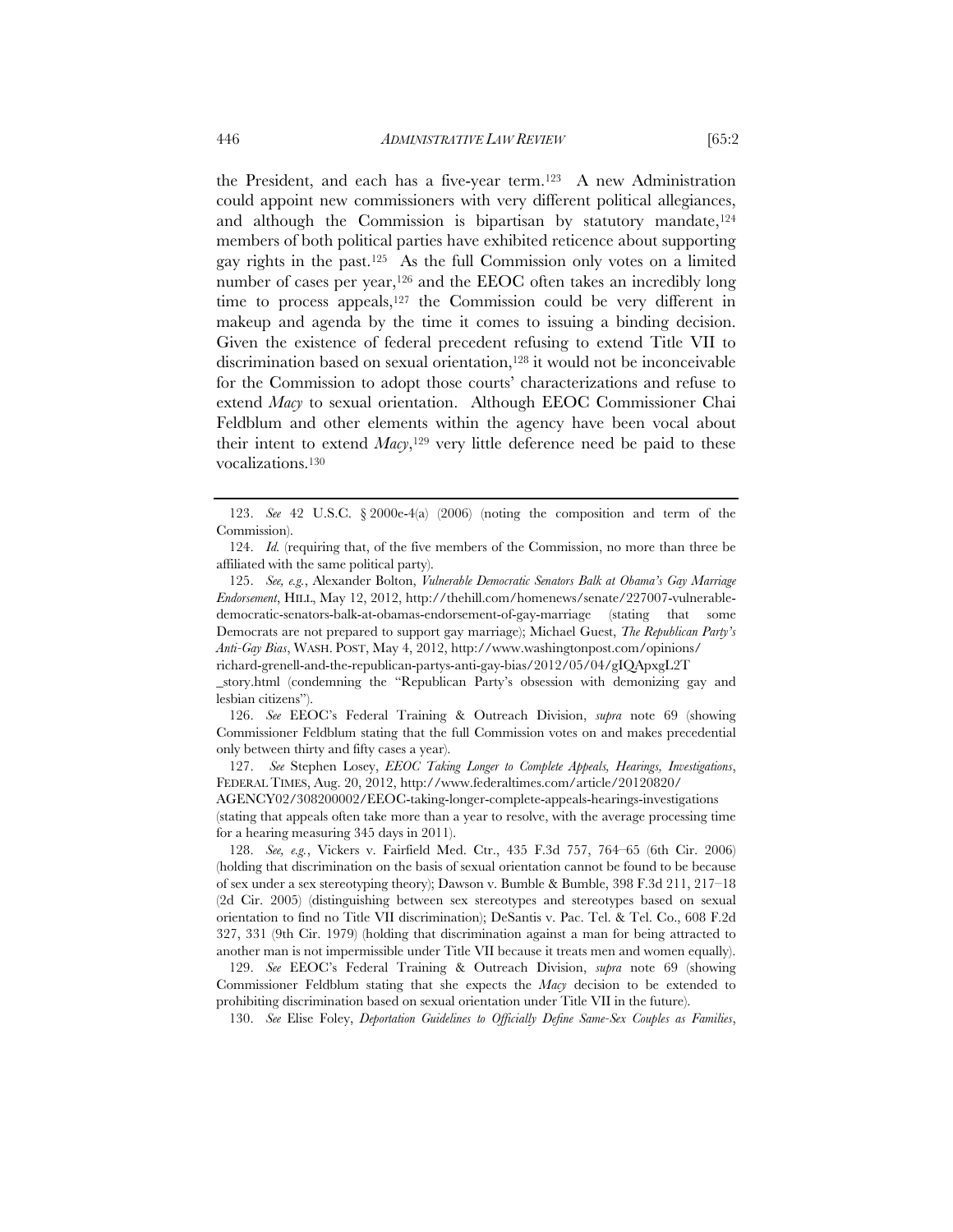the President, and each has a five-year term.[123] A new Administration could appoint new commissioners with very different political allegiances, and although the Commission is bipartisan by statutory mandate,[124] members of both political parties have exhibited reticence about supporting gay rights in the past.[125] As the full Commission only votes on a limited number of cases per year,[126] and the EEOC often takes an incredibly long time to process appeals,[127] the Commission could be very different in makeup and agenda by the time it comes to issuing a binding decision. Given the existence of federal precedent refusing to extend Title VII to discrimination based on sexual orientation,[128] it would not be inconceivable for the Commission to adopt those courts' characterizations and refuse to extend *Macy* to sexual orientation. Although EEOC Commissioner Chai Feldblum and other elements within the agency have been vocal about their intent to extend *Macy*,[129] very little deference need be paid to these vocalizations.[130]

---

123. *See* 42 U.S.C. § 2000e-4(a) (2006) (noting the composition and term of the Commission).

124. *Id.* (requiring that, of the five members of the Commission, no more than three be affiliated with the same political party).

125. *See, e.g.*, Alexander Bolton, *Vulnerable Democratic Senators Balk at Obama's Gay Marriage Endorsement*, HILL, May 12, 2012, http://thehill.com/homenews/senate/227007-vulnerable-democratic-senators-balk-at-obamas-endorsement-of-gay-marriage (stating that some Democrats are not prepared to support gay marriage); Michael Guest, *The Republican Party's Anti-Gay Bias*, WASH. POST, May 4, 2012, http://www.washingtonpost.com/opinions/richard-grenell-and-the-republican-partys-anti-gay-bias/2012/05/04/gIQApxgL2T_story.html (condemning the "Republican Party's obsession with demonizing gay and lesbian citizens").

126. *See* EEOC's Federal Training & Outreach Division, *supra* note 69 (showing Commissioner Feldblum stating that the full Commission votes on and makes precedential only between thirty and fifty cases a year).

127. *See* Stephen Losey, *EEOC Taking Longer to Complete Appeals, Hearings, Investigations*, FEDERAL TIMES, Aug. 20, 2012, http://www.federaltimes.com/article/20120820/AGENCY02/308200002/EEOC-taking-longer-complete-appeals-hearings-investigations (stating that appeals often take more than a year to resolve, with the average processing time for a hearing measuring 345 days in 2011).

128. *See, e.g.*, Vickers v. Fairfield Med. Ctr., 435 F.3d 757, 764–65 (6th Cir. 2006) (holding that discrimination on the basis of sexual orientation cannot be found to be because of sex under a sex stereotyping theory); Dawson v. Bumble & Bumble, 398 F.3d 211, 217–18 (2d Cir. 2005) (distinguishing between sex stereotypes and stereotypes based on sexual orientation to find no Title VII discrimination); DeSantis v. Pac. Tel. & Tel. Co., 608 F.2d 327, 331 (9th Cir. 1979) (holding that discrimination against a man for being attracted to another man is not impermissible under Title VII because it treats men and women equally).

129. *See* EEOC's Federal Training & Outreach Division, *supra* note 69 (showing Commissioner Feldblum stating that she expects the *Macy* decision to be extended to prohibiting discrimination based on sexual orientation under Title VII in the future).

130. *See* Elise Foley, *Deportation Guidelines to Officially Define Same-Sex Couples as Families*,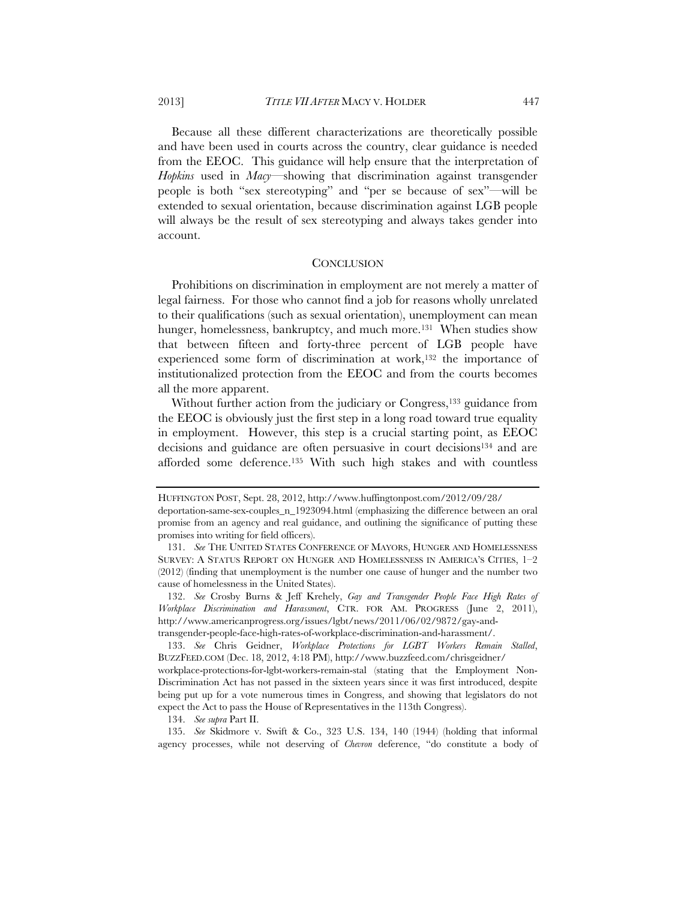Because all these different characterizations are theoretically possible and have been used in courts across the country, clear guidance is needed from the EEOC. This guidance will help ensure that the interpretation of *Hopkins* used in *Macy*—showing that discrimination against transgender people is both "sex stereotyping" and "per se because of sex"—will be extended to sexual orientation, because discrimination against LGB people will always be the result of sex stereotyping and always takes gender into account.

## CONCLUSION

Prohibitions on discrimination in employment are not merely a matter of legal fairness. For those who cannot find a job for reasons wholly unrelated to their qualifications (such as sexual orientation), unemployment can mean hunger, homelessness, bankruptcy, and much more.[131] When studies show that between fifteen and forty-three percent of LGB people have experienced some form of discrimination at work,[132] the importance of institutionalized protection from the EEOC and from the courts becomes all the more apparent.

Without further action from the judiciary or Congress,[133] guidance from the EEOC is obviously just the first step in a long road toward true equality in employment. However, this step is a crucial starting point, as EEOC decisions and guidance are often persuasive in court decisions[134] and are afforded some deference.[135] With such high stakes and with countless

---

HUFFINGTON POST, Sept. 28, 2012, http://www.huffingtonpost.com/2012/09/28/deportation-same-sex-couples_n_1923094.html (emphasizing the difference between an oral promise from an agency and real guidance, and outlining the significance of putting these promises into writing for field officers).

131. *See* THE UNITED STATES CONFERENCE OF MAYORS, HUNGER AND HOMELESSNESS SURVEY: A STATUS REPORT ON HUNGER AND HOMELESSNESS IN AMERICA'S CITIES, 1–2 (2012) (finding that unemployment is the number one cause of hunger and the number two cause of homelessness in the United States).

132. *See* Crosby Burns & Jeff Krehely, *Gay and Transgender People Face High Rates of Workplace Discrimination and Harassment*, CTR. FOR AM. PROGRESS (June 2, 2011), http://www.americanprogress.org/issues/lgbt/news/2011/06/02/9872/gay-and-transgender-people-face-high-rates-of-workplace-discrimination-and-harassment/.

133. *See* Chris Geidner, *Workplace Protections for LGBT Workers Remain Stalled*, BUZZFEED.COM (Dec. 18, 2012, 4:18 PM), http://www.buzzfeed.com/chrisgeidner/workplace-protections-for-lgbt-workers-remain-stal (stating that the Employment Non-Discrimination Act has not passed in the sixteen years since it was first introduced, despite being put up for a vote numerous times in Congress, and showing that legislators do not expect the Act to pass the House of Representatives in the 113th Congress).

134. *See supra* Part II.

135. *See* Skidmore v. Swift & Co., 323 U.S. 134, 140 (1944) (holding that informal agency processes, while not deserving of *Chevron* deference, "do constitute a body of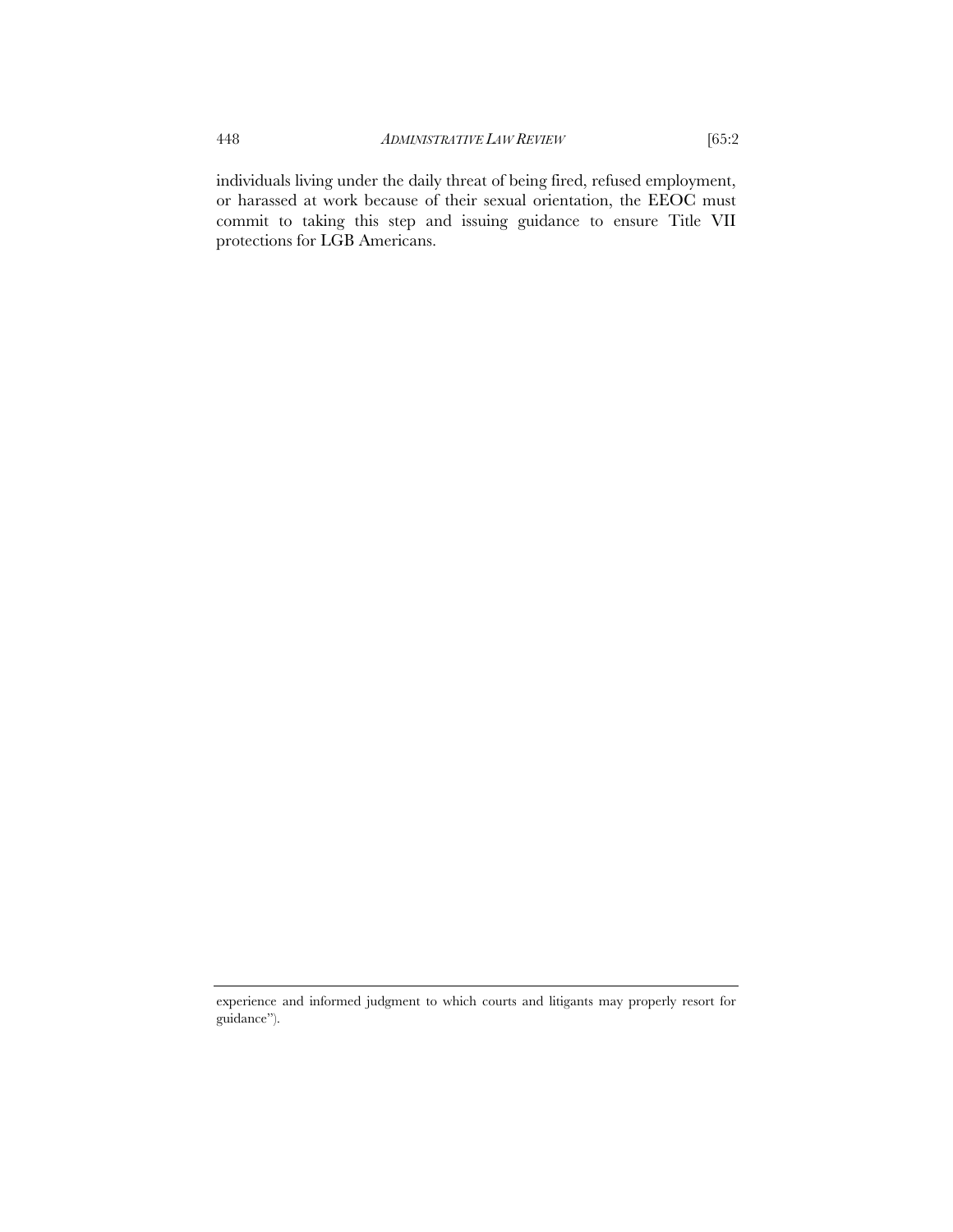individuals living under the daily threat of being fired, refused employment, or harassed at work because of their sexual orientation, the EEOC must commit to taking this step and issuing guidance to ensure Title VII protections for LGB Americans.

---

experience and informed judgment to which courts and litigants may properly resort for guidance").